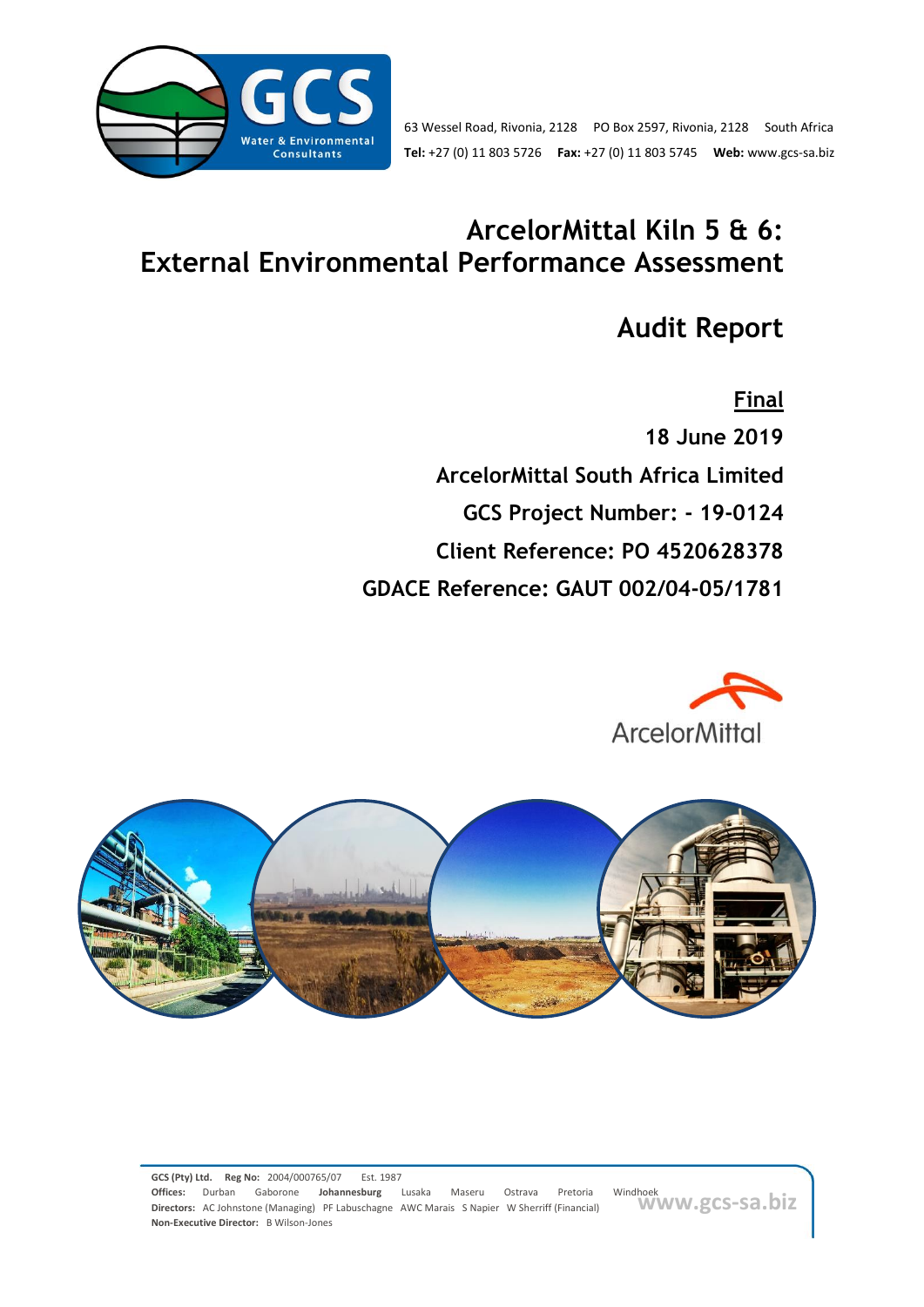63 Wessel Road, Rivonia, 2128 PO Box 2597, Rivonia, 2128 South Africa
**Tel:** +27 (0) 11 803 5726 **Fax:** +27 (0) 11 803 5745 **Web:** www.gcs-sa.biz

# ArcelorMittal Kiln 5 & 6: External Environmental Performance Assessment

# Audit Report

**Final**

**18 June 2019**

**ArcelorMittal South Africa Limited**

**GCS Project Number: - 19-0124**

**Client Reference: PO 4520628378**

**GDACE Reference: GAUT 002/04-05/1781**

**GCS (Pty) Ltd.** **Reg No:** 2004/000765/07 Est. 1987
**Offices:** Durban Gaborone **Johannesburg** Lusaka Maseru Ostrava Pretoria Windhoek
**Directors:** AC Johnstone (Managing) PF Labuschagne AWC Marais S Napier W Sherriff (Financial)
**Non-Executive Director:** B Wilson-Jones

www.gcs-sa.biz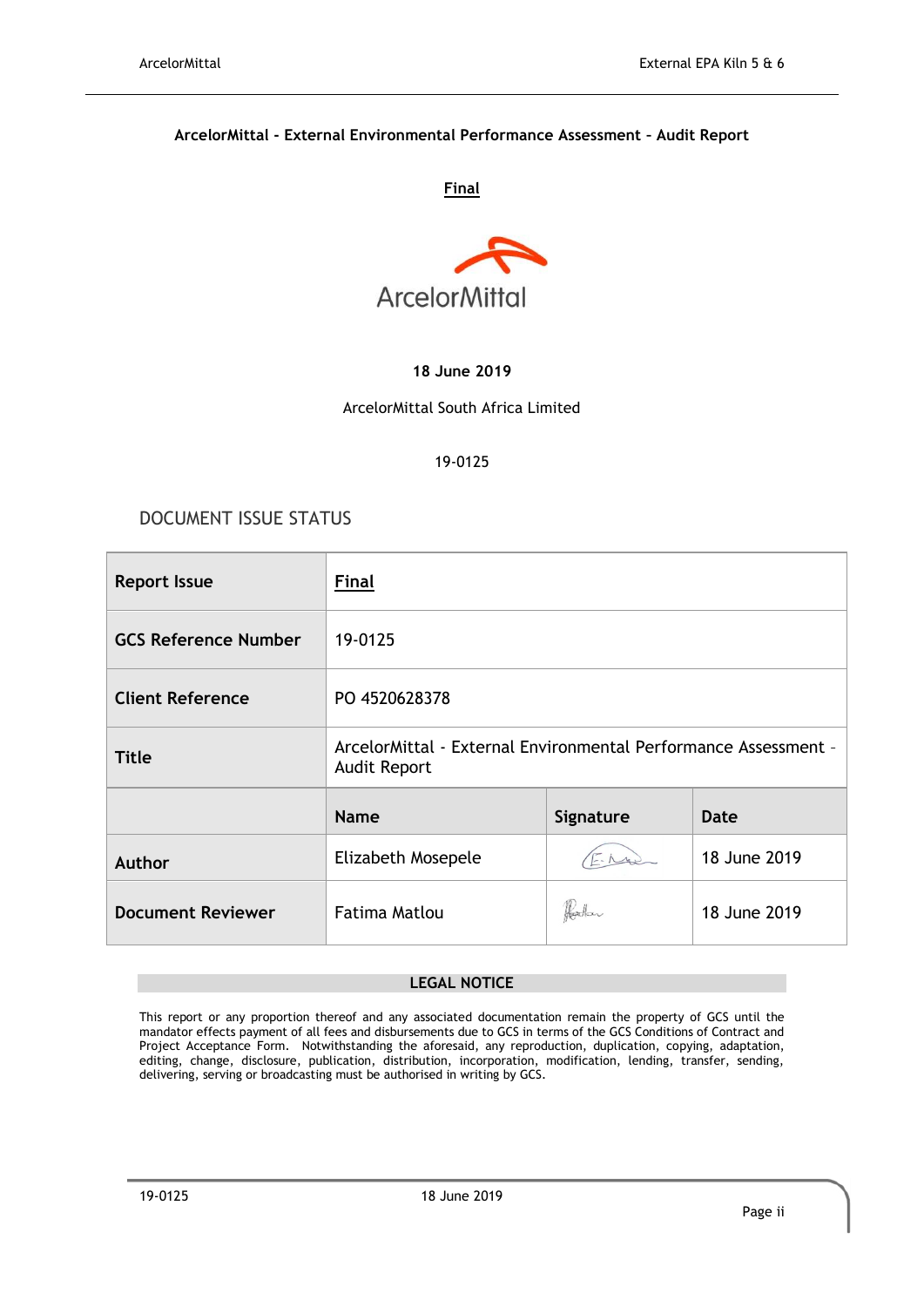**ArcelorMittal - External Environmental Performance Assessment – Audit Report**

**Final**

ArcelorMittal

**18 June 2019**

ArcelorMittal South Africa Limited

19-0125

## DOCUMENT ISSUE STATUS

| | | | |
|---|---|---|---|
| **Report Issue** | **Final** | | |
| **GCS Reference Number** | 19-0125 | | |
| **Client Reference** | PO 4520628378 | | |
| **Title** | ArcelorMittal - External Environmental Performance Assessment – Audit Report | | |
| | **Name** | **Signature** | **Date** |
| **Author** | Elizabeth Mosepele | | 18 June 2019 |
| **Document Reviewer** | Fatima Matlou | | 18 June 2019 |

**LEGAL NOTICE**

This report or any proportion thereof and any associated documentation remain the property of GCS until the mandator effects payment of all fees and disbursements due to GCS in terms of the GCS Conditions of Contract and Project Acceptance Form. Notwithstanding the aforesaid, any reproduction, duplication, copying, adaptation, editing, change, disclosure, publication, distribution, incorporation, modification, lending, transfer, sending, delivering, serving or broadcasting must be authorised in writing by GCS.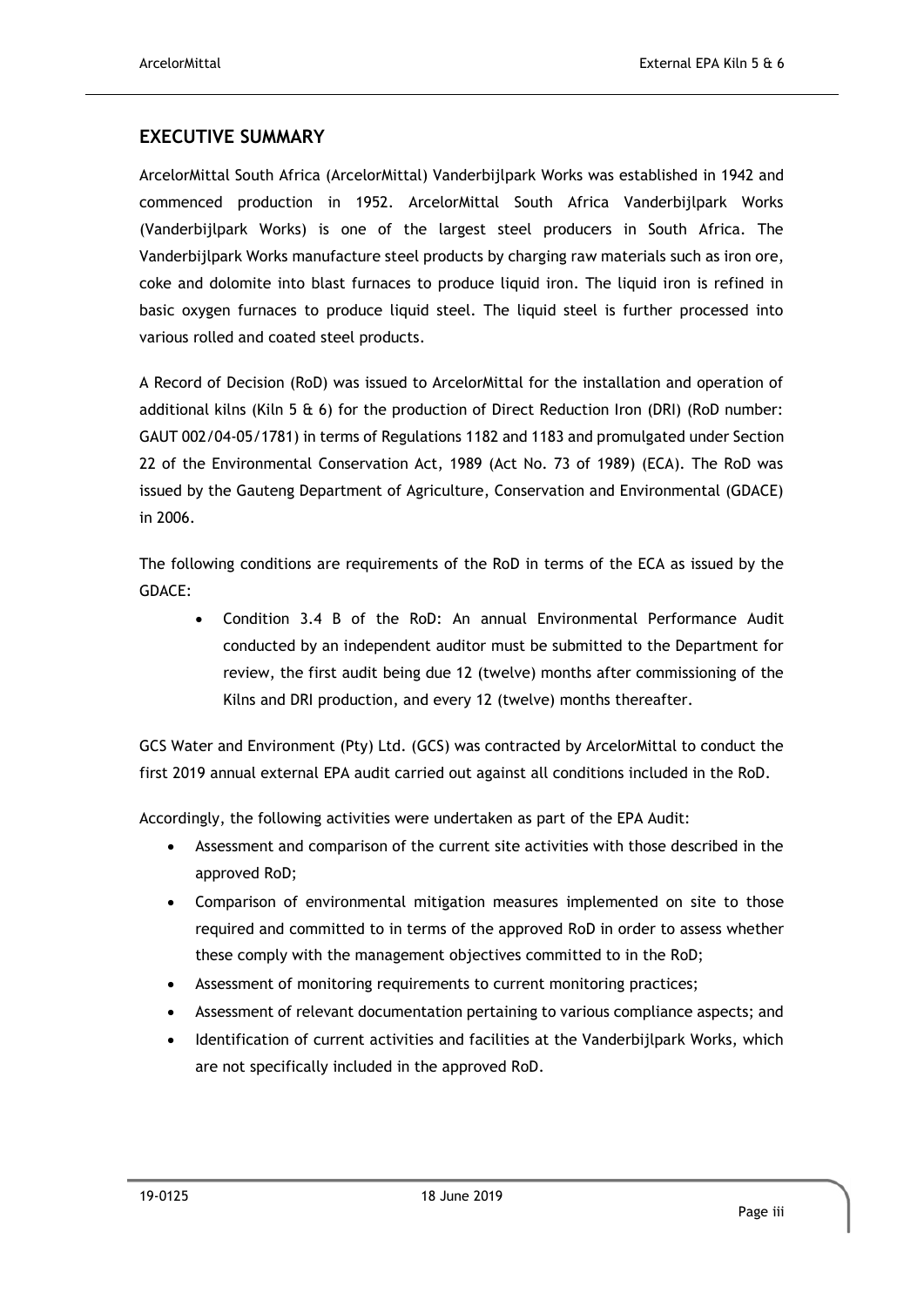## EXECUTIVE SUMMARY

ArcelorMittal South Africa (ArcelorMittal) Vanderbijlpark Works was established in 1942 and commenced production in 1952. ArcelorMittal South Africa Vanderbijlpark Works (Vanderbijlpark Works) is one of the largest steel producers in South Africa. The Vanderbijlpark Works manufacture steel products by charging raw materials such as iron ore, coke and dolomite into blast furnaces to produce liquid iron. The liquid iron is refined in basic oxygen furnaces to produce liquid steel. The liquid steel is further processed into various rolled and coated steel products.

A Record of Decision (RoD) was issued to ArcelorMittal for the installation and operation of additional kilns (Kiln 5 & 6) for the production of Direct Reduction Iron (DRI) (RoD number: GAUT 002/04-05/1781) in terms of Regulations 1182 and 1183 and promulgated under Section 22 of the Environmental Conservation Act, 1989 (Act No. 73 of 1989) (ECA). The RoD was issued by the Gauteng Department of Agriculture, Conservation and Environmental (GDACE) in 2006.

The following conditions are requirements of the RoD in terms of the ECA as issued by the GDACE:

- Condition 3.4 B of the RoD: An annual Environmental Performance Audit conducted by an independent auditor must be submitted to the Department for review, the first audit being due 12 (twelve) months after commissioning of the Kilns and DRI production, and every 12 (twelve) months thereafter.

GCS Water and Environment (Pty) Ltd. (GCS) was contracted by ArcelorMittal to conduct the first 2019 annual external EPA audit carried out against all conditions included in the RoD.

Accordingly, the following activities were undertaken as part of the EPA Audit:

- Assessment and comparison of the current site activities with those described in the approved RoD;
- Comparison of environmental mitigation measures implemented on site to those required and committed to in terms of the approved RoD in order to assess whether these comply with the management objectives committed to in the RoD;
- Assessment of monitoring requirements to current monitoring practices;
- Assessment of relevant documentation pertaining to various compliance aspects; and
- Identification of current activities and facilities at the Vanderbijlpark Works, which are not specifically included in the approved RoD.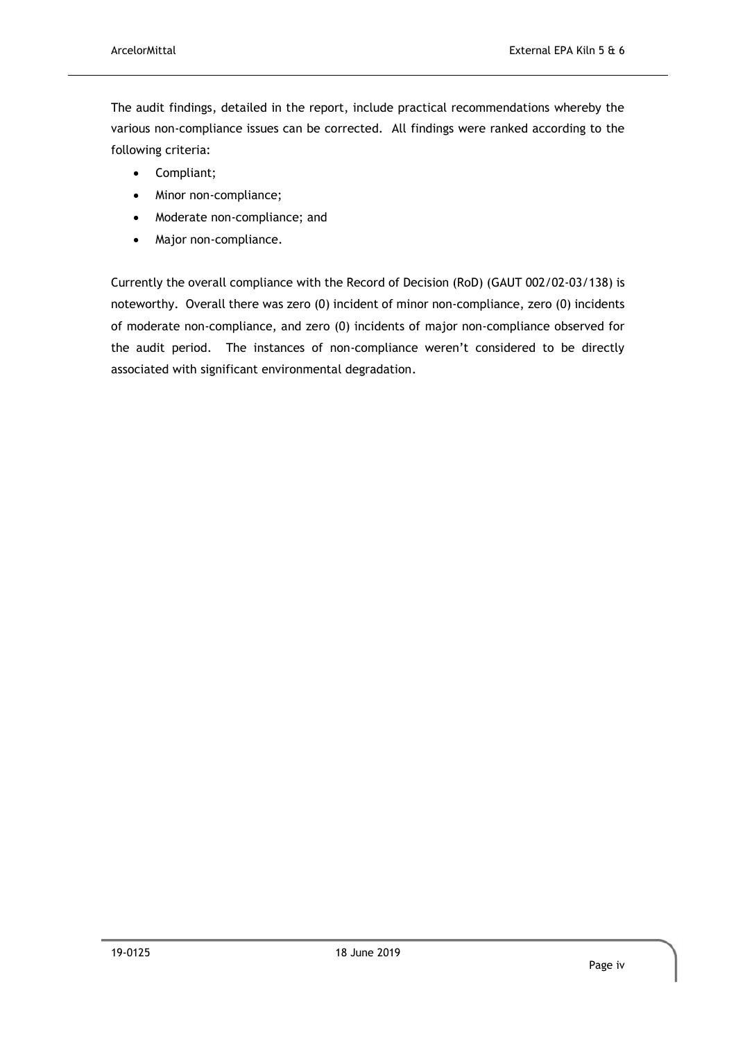The audit findings, detailed in the report, include practical recommendations whereby the various non-compliance issues can be corrected. All findings were ranked according to the following criteria:

- Compliant;
- Minor non-compliance;
- Moderate non-compliance; and
- Major non-compliance.

Currently the overall compliance with the Record of Decision (RoD) (GAUT 002/02-03/138) is noteworthy. Overall there was zero (0) incident of minor non-compliance, zero (0) incidents of moderate non-compliance, and zero (0) incidents of major non-compliance observed for the audit period. The instances of non-compliance weren't considered to be directly associated with significant environmental degradation.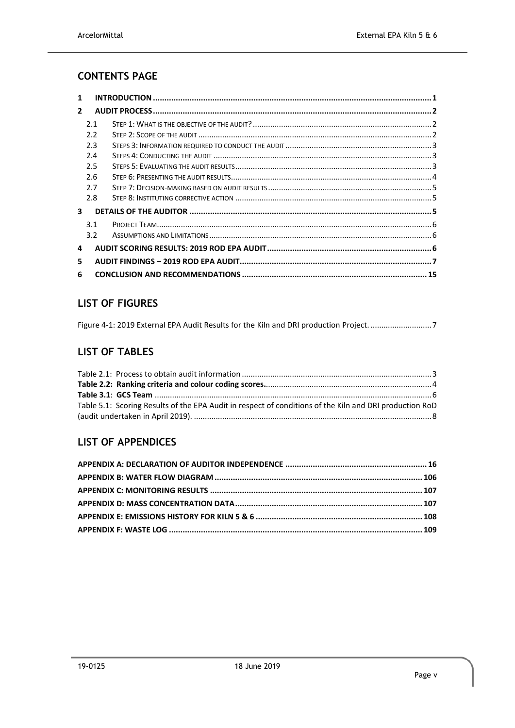## CONTENTS PAGE

1 **INTRODUCTION** ........................................................................................................................ 1

2 **AUDIT PROCESS** ........................................................................................................................ 2

- 2.1 STEP 1: WHAT IS THE OBJECTIVE OF THE AUDIT? ................................................................................. 2
- 2.2 STEP 2: SCOPE OF THE AUDIT ......................................................................................................... 2
- 2.3 STEPS 3: INFORMATION REQUIRED TO CONDUCT THE AUDIT .................................................................. 3
- 2.4 STEPS 4: CONDUCTING THE AUDIT .................................................................................................. 3
- 2.5 STEPS 5: EVALUATING THE AUDIT RESULTS ......................................................................................... 3
- 2.6 STEP 6: PRESENTING THE AUDIT RESULTS ........................................................................................... 4
- 2.7 STEP 7: DECISION-MAKING BASED ON AUDIT RESULTS .......................................................................... 5
- 2.8 STEP 8: INSTITUTING CORRECTIVE ACTION ......................................................................................... 5

3 **DETAILS OF THE AUDITOR** ........................................................................................................ 5

- 3.1 PROJECT TEAM ............................................................................................................................ 6
- 3.2 ASSUMPTIONS AND LIMITATIONS ..................................................................................................... 6

4 **AUDIT SCORING RESULTS: 2019 ROD EPA AUDIT** ...................................................................... 6

5 **AUDIT FINDINGS – 2019 ROD EPA AUDIT** .................................................................................. 7

6 **CONCLUSION AND RECOMMENDATIONS** ................................................................................ 15

## LIST OF FIGURES

Figure 4-1: 2019 External EPA Audit Results for the Kiln and DRI production Project. ........................... 7

## LIST OF TABLES

Table 2.1: Process to obtain audit information ..................................................................................... 3

**Table 2.2: Ranking criteria and colour coding scores** ........................................................................... 4

**Table 3.1**: **GCS Team** ........................................................................................................................... 6

Table 5.1: Scoring Results of the EPA Audit in respect of conditions of the Kiln and DRI production RoD (audit undertaken in April 2019). ......................................................................................................... 8

## LIST OF APPENDICES

**APPENDIX A: DECLARATION OF AUDITOR INDEPENDENCE** ............................................................. 16

**APPENDIX B: WATER FLOW DIAGRAM** .......................................................................................... 106

**APPENDIX C: MONITORING RESULTS** ............................................................................................ 107

**APPENDIX D: MASS CONCENTRATION DATA** ................................................................................. 107

**APPENDIX E: EMISSIONS HISTORY FOR KILN 5 & 6** ........................................................................ 108

**APPENDIX F: WASTE LOG** ............................................................................................................. 109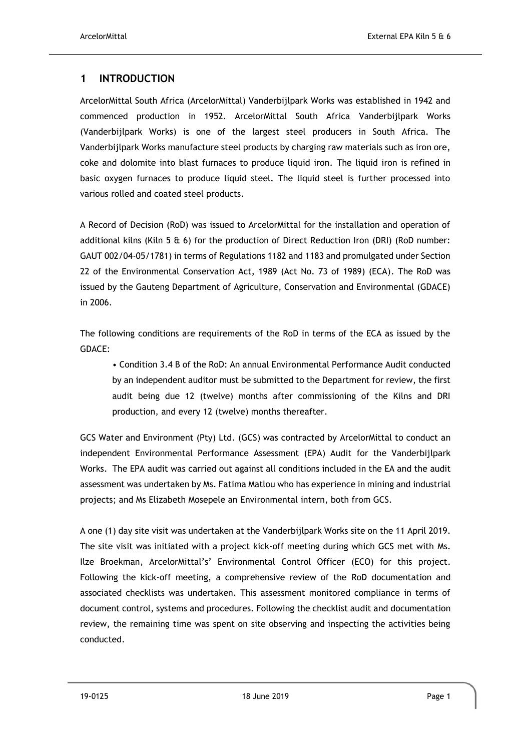# 1 INTRODUCTION

ArcelorMittal South Africa (ArcelorMittal) Vanderbijlpark Works was established in 1942 and commenced production in 1952. ArcelorMittal South Africa Vanderbijlpark Works (Vanderbijlpark Works) is one of the largest steel producers in South Africa. The Vanderbijlpark Works manufacture steel products by charging raw materials such as iron ore, coke and dolomite into blast furnaces to produce liquid iron. The liquid iron is refined in basic oxygen furnaces to produce liquid steel. The liquid steel is further processed into various rolled and coated steel products.

A Record of Decision (RoD) was issued to ArcelorMittal for the installation and operation of additional kilns (Kiln 5 & 6) for the production of Direct Reduction Iron (DRI) (RoD number: GAUT 002/04-05/1781) in terms of Regulations 1182 and 1183 and promulgated under Section 22 of the Environmental Conservation Act, 1989 (Act No. 73 of 1989) (ECA). The RoD was issued by the Gauteng Department of Agriculture, Conservation and Environmental (GDACE) in 2006.

The following conditions are requirements of the RoD in terms of the ECA as issued by the GDACE:

- Condition 3.4 B of the RoD: An annual Environmental Performance Audit conducted by an independent auditor must be submitted to the Department for review, the first audit being due 12 (twelve) months after commissioning of the Kilns and DRI production, and every 12 (twelve) months thereafter.

GCS Water and Environment (Pty) Ltd. (GCS) was contracted by ArcelorMittal to conduct an independent Environmental Performance Assessment (EPA) Audit for the Vanderbijlpark Works. The EPA audit was carried out against all conditions included in the EA and the audit assessment was undertaken by Ms. Fatima Matlou who has experience in mining and industrial projects; and Ms Elizabeth Mosepele an Environmental intern, both from GCS.

A one (1) day site visit was undertaken at the Vanderbijlpark Works site on the 11 April 2019. The site visit was initiated with a project kick-off meeting during which GCS met with Ms. Ilze Broekman, ArcelorMittal's' Environmental Control Officer (ECO) for this project. Following the kick-off meeting, a comprehensive review of the RoD documentation and associated checklists was undertaken. This assessment monitored compliance in terms of document control, systems and procedures. Following the checklist audit and documentation review, the remaining time was spent on site observing and inspecting the activities being conducted.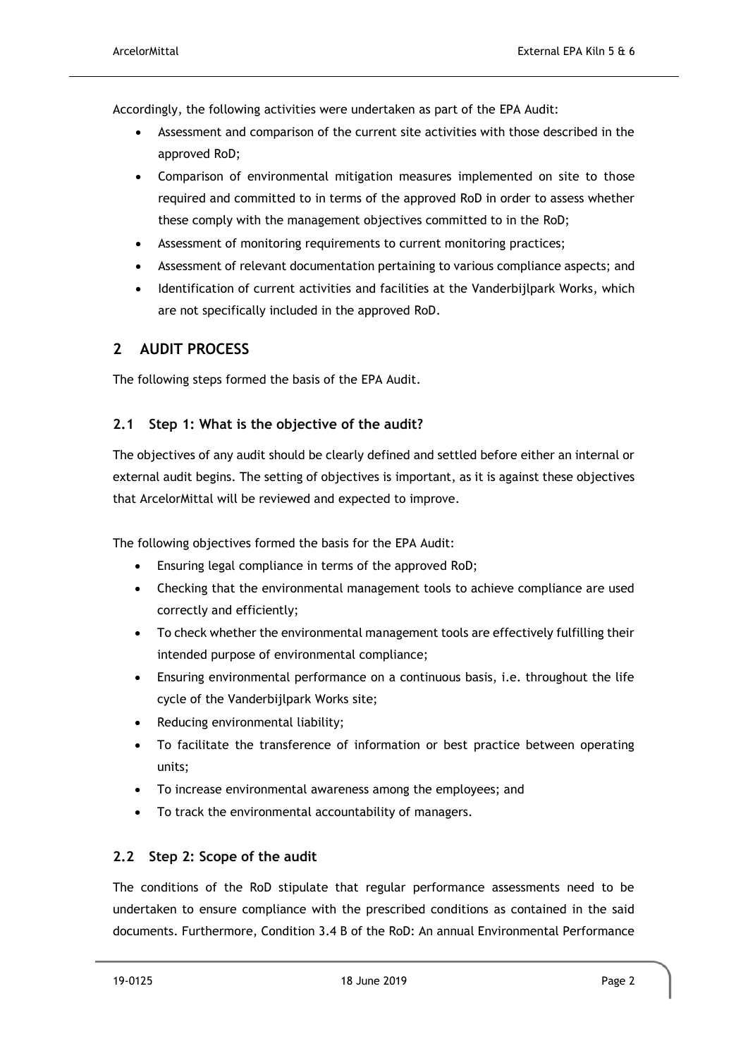Accordingly, the following activities were undertaken as part of the EPA Audit:

- Assessment and comparison of the current site activities with those described in the approved RoD;
- Comparison of environmental mitigation measures implemented on site to those required and committed to in terms of the approved RoD in order to assess whether these comply with the management objectives committed to in the RoD;
- Assessment of monitoring requirements to current monitoring practices;
- Assessment of relevant documentation pertaining to various compliance aspects; and
- Identification of current activities and facilities at the Vanderbijlpark Works, which are not specifically included in the approved RoD.

## 2 AUDIT PROCESS

The following steps formed the basis of the EPA Audit.

### 2.1 Step 1: What is the objective of the audit?

The objectives of any audit should be clearly defined and settled before either an internal or external audit begins. The setting of objectives is important, as it is against these objectives that ArcelorMittal will be reviewed and expected to improve.

The following objectives formed the basis for the EPA Audit:

- Ensuring legal compliance in terms of the approved RoD;
- Checking that the environmental management tools to achieve compliance are used correctly and efficiently;
- To check whether the environmental management tools are effectively fulfilling their intended purpose of environmental compliance;
- Ensuring environmental performance on a continuous basis, i.e. throughout the life cycle of the Vanderbijlpark Works site;
- Reducing environmental liability;
- To facilitate the transference of information or best practice between operating units;
- To increase environmental awareness among the employees; and
- To track the environmental accountability of managers.

### 2.2 Step 2: Scope of the audit

The conditions of the RoD stipulate that regular performance assessments need to be undertaken to ensure compliance with the prescribed conditions as contained in the said documents. Furthermore, Condition 3.4 B of the RoD: An annual Environmental Performance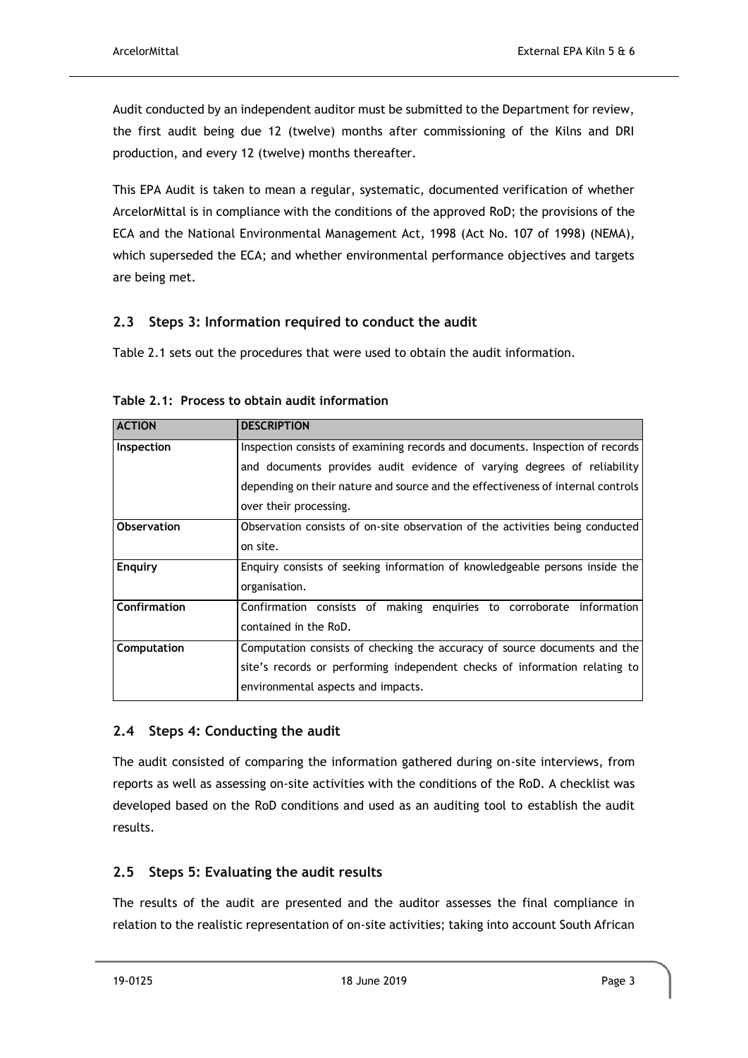Audit conducted by an independent auditor must be submitted to the Department for review, the first audit being due 12 (twelve) months after commissioning of the Kilns and DRI production, and every 12 (twelve) months thereafter.

This EPA Audit is taken to mean a regular, systematic, documented verification of whether ArcelorMittal is in compliance with the conditions of the approved RoD; the provisions of the ECA and the National Environmental Management Act, 1998 (Act No. 107 of 1998) (NEMA), which superseded the ECA; and whether environmental performance objectives and targets are being met.

## 2.3 Steps 3: Information required to conduct the audit

Table 2.1 sets out the procedures that were used to obtain the audit information.

**Table 2.1: Process to obtain audit information**

| ACTION | DESCRIPTION |
|---|---|
| **Inspection** | Inspection consists of examining records and documents. Inspection of records and documents provides audit evidence of varying degrees of reliability depending on their nature and source and the effectiveness of internal controls over their processing. |
| **Observation** | Observation consists of on-site observation of the activities being conducted on site. |
| **Enquiry** | Enquiry consists of seeking information of knowledgeable persons inside the organisation. |
| **Confirmation** | Confirmation consists of making enquiries to corroborate information contained in the RoD. |
| **Computation** | Computation consists of checking the accuracy of source documents and the site's records or performing independent checks of information relating to environmental aspects and impacts. |

## 2.4 Steps 4: Conducting the audit

The audit consisted of comparing the information gathered during on-site interviews, from reports as well as assessing on-site activities with the conditions of the RoD. A checklist was developed based on the RoD conditions and used as an auditing tool to establish the audit results.

## 2.5 Steps 5: Evaluating the audit results

The results of the audit are presented and the auditor assesses the final compliance in relation to the realistic representation of on-site activities; taking into account South African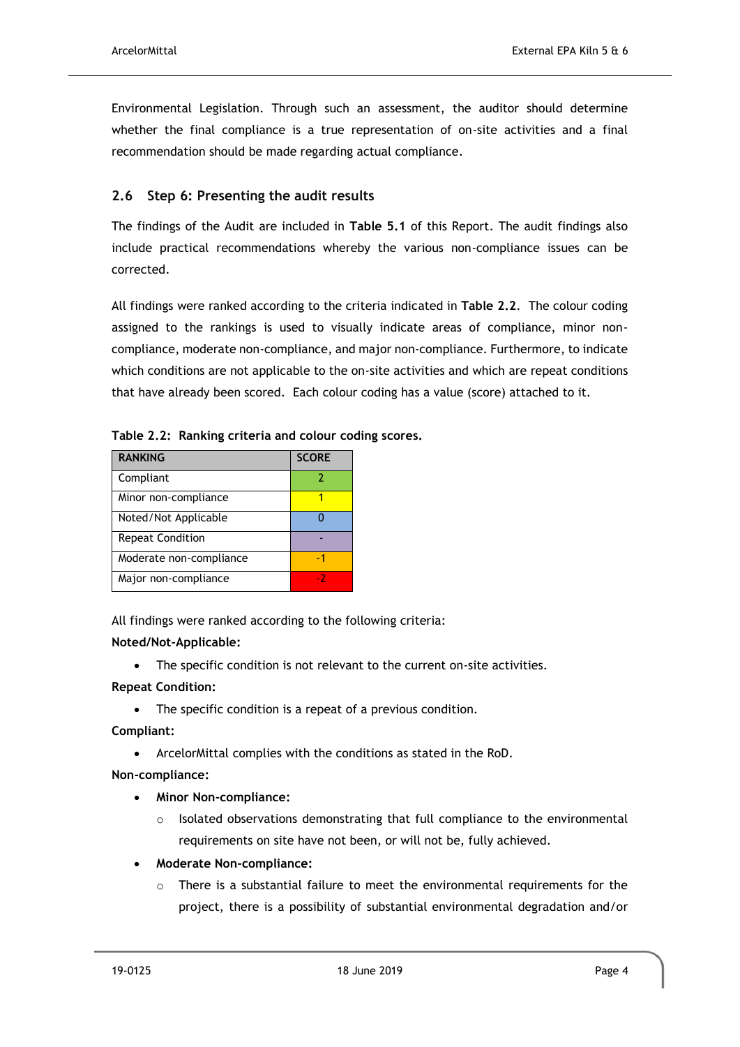Environmental Legislation. Through such an assessment, the auditor should determine whether the final compliance is a true representation of on-site activities and a final recommendation should be made regarding actual compliance.

## 2.6 Step 6: Presenting the audit results

The findings of the Audit are included in **Table 5.1** of this Report. The audit findings also include practical recommendations whereby the various non-compliance issues can be corrected.

All findings were ranked according to the criteria indicated in **Table 2.2**. The colour coding assigned to the rankings is used to visually indicate areas of compliance, minor non-compliance, moderate non-compliance, and major non-compliance. Furthermore, to indicate which conditions are not applicable to the on-site activities and which are repeat conditions that have already been scored. Each colour coding has a value (score) attached to it.

**Table 2.2: Ranking criteria and colour coding scores.**

| RANKING | SCORE |
|---|---|
| Compliant | 2 |
| Minor non-compliance | 1 |
| Noted/Not Applicable | 0 |
| Repeat Condition | - |
| Moderate non-compliance | -1 |
| Major non-compliance | -2 |

All findings were ranked according to the following criteria:

**Noted/Not-Applicable:**

- The specific condition is not relevant to the current on-site activities.

**Repeat Condition:**

- The specific condition is a repeat of a previous condition.

**Compliant:**

- ArcelorMittal complies with the conditions as stated in the RoD.

**Non-compliance:**

- **Minor Non-compliance:**
  - Isolated observations demonstrating that full compliance to the environmental requirements on site have not been, or will not be, fully achieved.
- **Moderate Non-compliance:**
  - There is a substantial failure to meet the environmental requirements for the project, there is a possibility of substantial environmental degradation and/or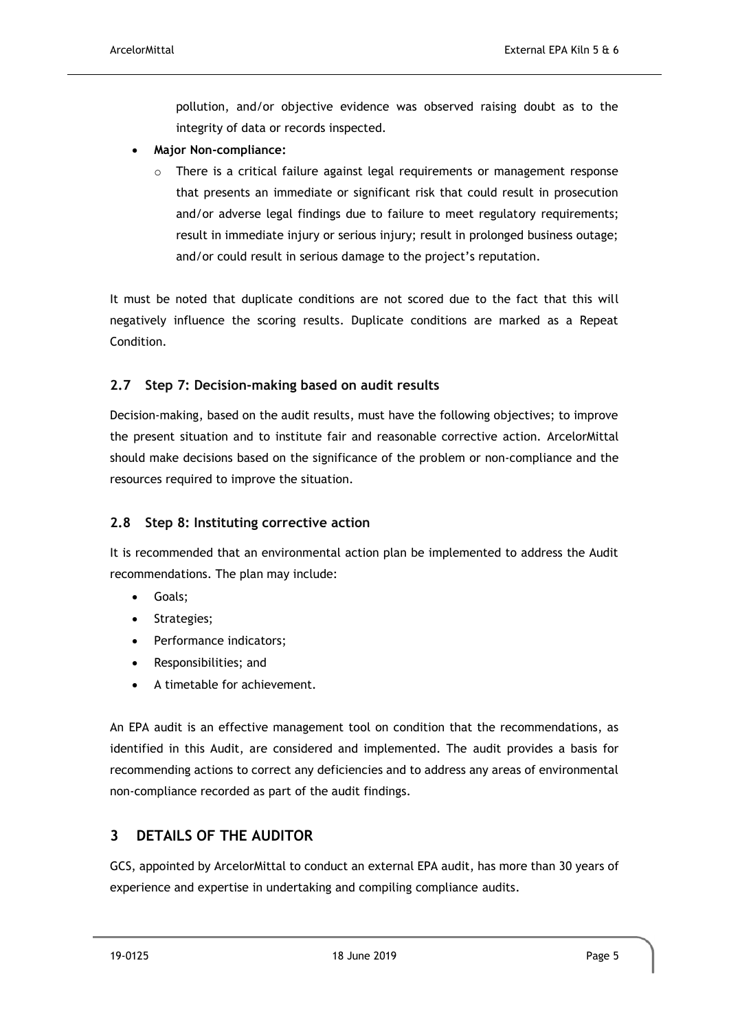pollution, and/or objective evidence was observed raising doubt as to the integrity of data or records inspected.

- **Major Non-compliance:**
    - There is a critical failure against legal requirements or management response that presents an immediate or significant risk that could result in prosecution and/or adverse legal findings due to failure to meet regulatory requirements; result in immediate injury or serious injury; result in prolonged business outage; and/or could result in serious damage to the project's reputation.

It must be noted that duplicate conditions are not scored due to the fact that this will negatively influence the scoring results. Duplicate conditions are marked as a Repeat Condition.

### 2.7 Step 7: Decision-making based on audit results

Decision-making, based on the audit results, must have the following objectives; to improve the present situation and to institute fair and reasonable corrective action. ArcelorMittal should make decisions based on the significance of the problem or non-compliance and the resources required to improve the situation.

### 2.8 Step 8: Instituting corrective action

It is recommended that an environmental action plan be implemented to address the Audit recommendations. The plan may include:

- Goals;
- Strategies;
- Performance indicators;
- Responsibilities; and
- A timetable for achievement.

An EPA audit is an effective management tool on condition that the recommendations, as identified in this Audit, are considered and implemented. The audit provides a basis for recommending actions to correct any deficiencies and to address any areas of environmental non-compliance recorded as part of the audit findings.

## 3 DETAILS OF THE AUDITOR

GCS, appointed by ArcelorMittal to conduct an external EPA audit, has more than 30 years of experience and expertise in undertaking and compiling compliance audits.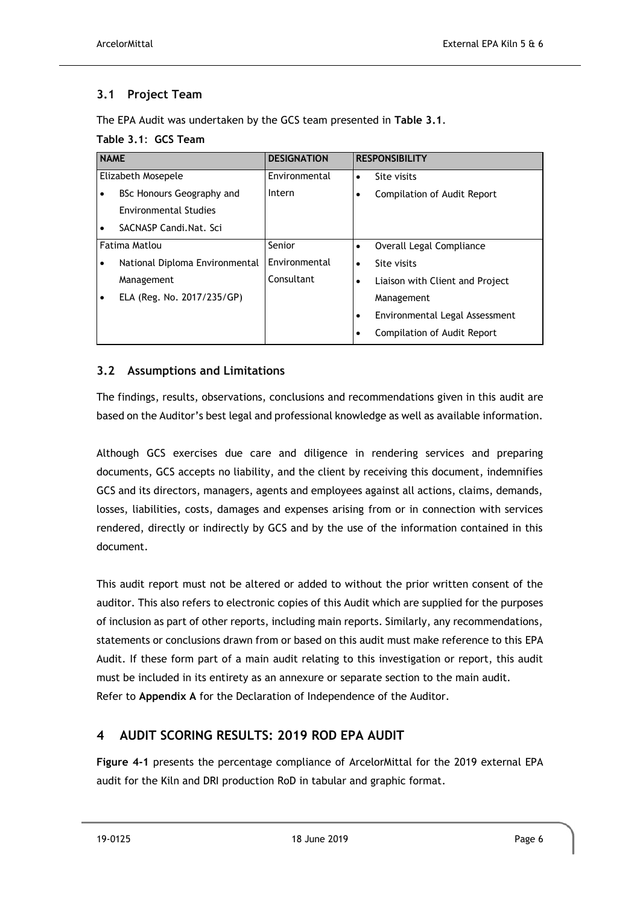## 3.1 Project Team

The EPA Audit was undertaken by the GCS team presented in **Table 3.1**.

**Table 3.1: GCS Team**

| NAME | DESIGNATION | RESPONSIBILITY |
|---|---|---|
| Elizabeth Mosepele<br>• BSc Honours Geography and Environmental Studies<br>• SACNASP Candi.Nat. Sci | Environmental Intern | • Site visits<br>• Compilation of Audit Report |
| Fatima Matlou<br>• National Diploma Environmental Management<br>• ELA (Reg. No. 2017/235/GP) | Senior Environmental Consultant | • Overall Legal Compliance<br>• Site visits<br>• Liaison with Client and Project Management<br>• Environmental Legal Assessment<br>• Compilation of Audit Report |

## 3.2 Assumptions and Limitations

The findings, results, observations, conclusions and recommendations given in this audit are based on the Auditor's best legal and professional knowledge as well as available information.

Although GCS exercises due care and diligence in rendering services and preparing documents, GCS accepts no liability, and the client by receiving this document, indemnifies GCS and its directors, managers, agents and employees against all actions, claims, demands, losses, liabilities, costs, damages and expenses arising from or in connection with services rendered, directly or indirectly by GCS and by the use of the information contained in this document.

This audit report must not be altered or added to without the prior written consent of the auditor. This also refers to electronic copies of this Audit which are supplied for the purposes of inclusion as part of other reports, including main reports. Similarly, any recommendations, statements or conclusions drawn from or based on this audit must make reference to this EPA Audit. If these form part of a main audit relating to this investigation or report, this audit must be included in its entirety as an annexure or separate section to the main audit.
Refer to **Appendix A** for the Declaration of Independence of the Auditor.

# 4 AUDIT SCORING RESULTS: 2019 ROD EPA AUDIT

**Figure 4-1** presents the percentage compliance of ArcelorMittal for the 2019 external EPA audit for the Kiln and DRI production RoD in tabular and graphic format.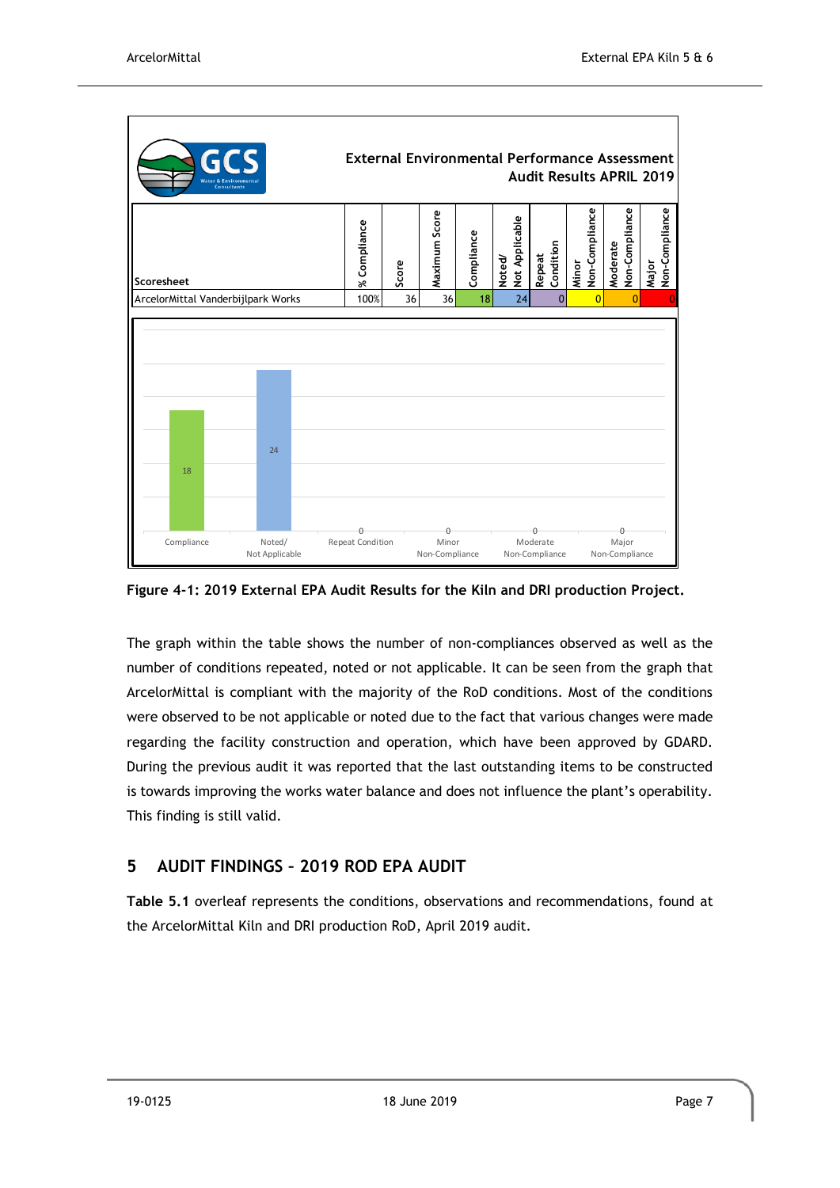External Environmental Performance Assessment Audit Results APRIL 2019

| Scoresheet | % Compliance | Score | Maximum Score | Compliance | Noted/ Not Applicable | Repeat Condition | Minor Non-Compliance | Moderate Non-Compliance | Major Non-Compliance |
|---|---|---|---|---|---|---|---|---|---|
| ArcelorMittal Vanderbijlpark Works | 100% | 36 | 36 | 18 | 24 | 0 | 0 | 0 | 0 |

| Category | Count |
|---|---|
| Compliance | 18 |
| Noted/ Not Applicable | 24 |
| Repeat Condition | 0 |
| Minor Non-Compliance | 0 |
| Moderate Non-Compliance | 0 |
| Major Non-Compliance | 0 |

**Figure 4-1: 2019 External EPA Audit Results for the Kiln and DRI production Project.**

The graph within the table shows the number of non-compliances observed as well as the number of conditions repeated, noted or not applicable. It can be seen from the graph that ArcelorMittal is compliant with the majority of the RoD conditions. Most of the conditions were observed to be not applicable or noted due to the fact that various changes were made regarding the facility construction and operation, which have been approved by GDARD. During the previous audit it was reported that the last outstanding items to be constructed is towards improving the works water balance and does not influence the plant's operability. This finding is still valid.

## 5 AUDIT FINDINGS – 2019 ROD EPA AUDIT

**Table 5.1** overleaf represents the conditions, observations and recommendations, found at the ArcelorMittal Kiln and DRI production RoD, April 2019 audit.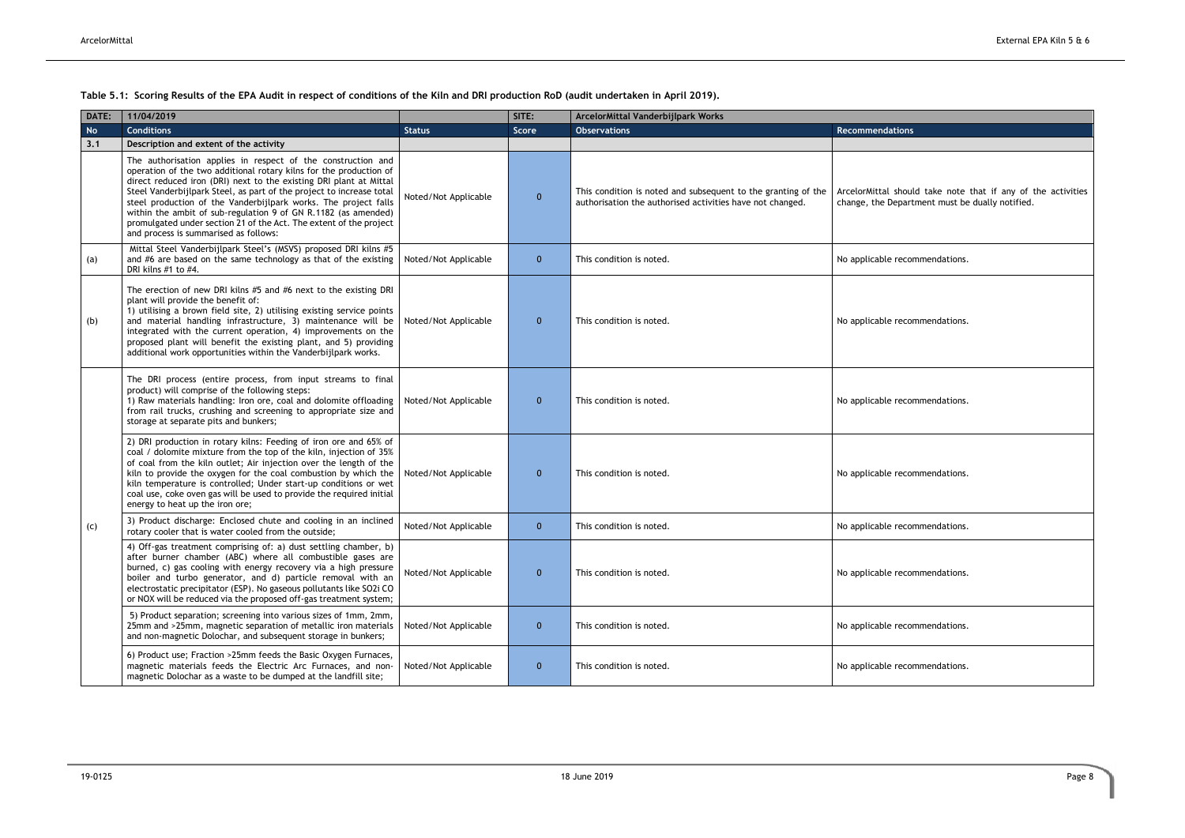**Table 5.1: Scoring Results of the EPA Audit in respect of conditions of the Kiln and DRI production RoD (audit undertaken in April 2019).**

| DATE: | 11/04/2019 | | SITE: | ArcelorMittal Vanderbijlpark Works | |
|---|---|---|---|---|---|
| **No** | **Conditions** | **Status** | **Score** | **Observations** | **Recommendations** |
| **3.1** | **Description and extent of the activity** | | | | |
| | The authorisation applies in respect of the construction and operation of the two additional rotary kilns for the production of direct reduced iron (DRI) next to the existing DRI plant at Mittal Steel Vanderbijlpark Steel, as part of the project to increase total steel production of the Vanderbijlpark works. The project falls within the ambit of sub-regulation 9 of GN R.1182 (as amended) promulgated under section 21 of the Act. The extent of the project and process is summarised as follows: | Noted/Not Applicable | 0 | This condition is noted and subsequent to the granting of the authorisation the authorised activities have not changed. | ArcelorMittal should take note that if any of the activities change, the Department must be dually notified. |
| (a) | Mittal Steel Vanderbijlpark Steel's (MSVS) proposed DRI kilns #5 and #6 are based on the same technology as that of the existing DRI kilns #1 to #4. | Noted/Not Applicable | 0 | This condition is noted. | No applicable recommendations. |
| (b) | The erection of new DRI kilns #5 and #6 next to the existing DRI plant will provide the benefit of: 1) utilising a brown field site, 2) utilising existing service points and material handling infrastructure, 3) maintenance will be integrated with the current operation, 4) improvements on the proposed plant will benefit the existing plant, and 5) providing additional work opportunities within the Vanderbijlpark works. | Noted/Not Applicable | 0 | This condition is noted. | No applicable recommendations. |
| (c) | The DRI process (entire process, from input streams to final product) will comprise of the following steps: 1) Raw materials handling: Iron ore, coal and dolomite offloading from rail trucks, crushing and screening to appropriate size and storage at separate pits and bunkers; | Noted/Not Applicable | 0 | This condition is noted. | No applicable recommendations. |
| | 2) DRI production in rotary kilns: Feeding of iron ore and 65% of coal / dolomite mixture from the top of the kiln, injection of 35% of coal from the kiln outlet; Air injection over the length of the kiln to provide the oxygen for the coal combustion by which the kiln temperature is controlled; Under start-up conditions or wet coal use, coke oven gas will be used to provide the required initial energy to heat up the iron ore; | Noted/Not Applicable | 0 | This condition is noted. | No applicable recommendations. |
| | 3) Product discharge: Enclosed chute and cooling in an inclined rotary cooler that is water cooled from the outside; | Noted/Not Applicable | 0 | This condition is noted. | No applicable recommendations. |
| | 4) Off-gas treatment comprising of: a) dust settling chamber, b) after burner chamber (ABC) where all combustible gases are burned, c) gas cooling with energy recovery via a high pressure boiler and turbo generator, and d) particle removal with an electrostatic precipitator (ESP). No gaseous pollutants like SO2i CO or NOX will be reduced via the proposed off-gas treatment system; | Noted/Not Applicable | 0 | This condition is noted. | No applicable recommendations. |
| | 5) Product separation; screening into various sizes of 1mm, 2mm, 25mm and >25mm, magnetic separation of metallic iron materials and non-magnetic Dolochar, and subsequent storage in bunkers; | Noted/Not Applicable | 0 | This condition is noted. | No applicable recommendations. |
| | 6) Product use; Fraction >25mm feeds the Basic Oxygen Furnaces, magnetic materials feeds the Electric Arc Furnaces, and non-magnetic Dolochar as a waste to be dumped at the landfill site; | Noted/Not Applicable | 0 | This condition is noted. | No applicable recommendations. |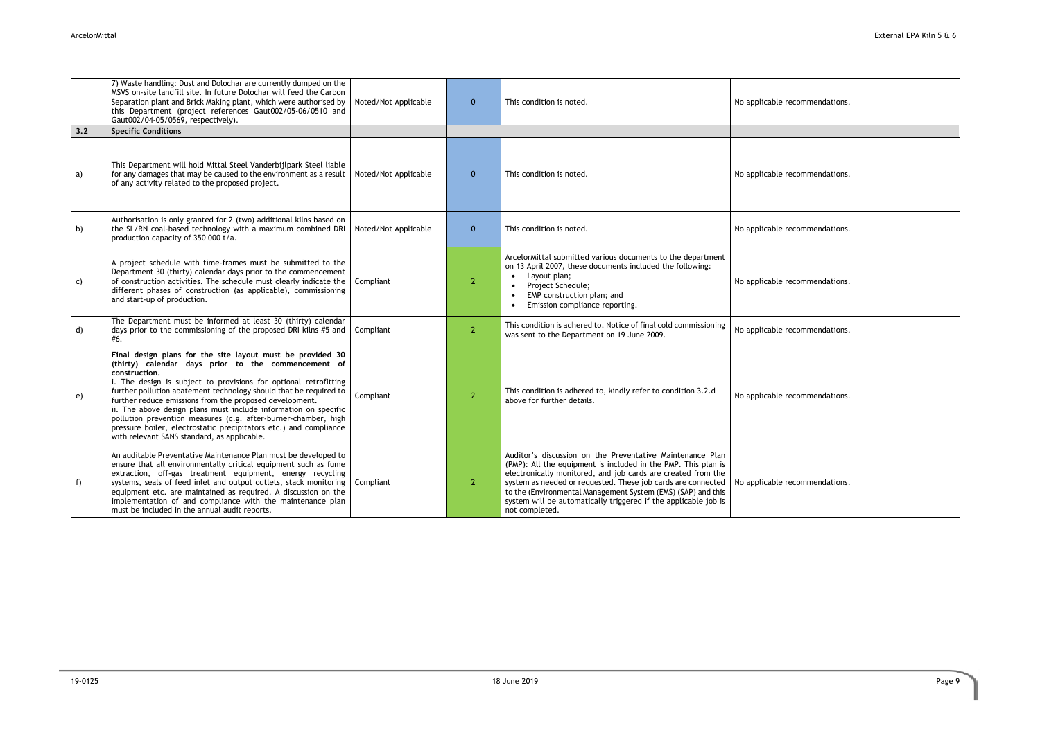| | | | | | |
|---|---|---|---|---|---|
| | 7) Waste handling: Dust and Dolochar are currently dumped on the MSVS on-site landfill site. In future Dolochar will feed the Carbon Separation plant and Brick Making plant, which were authorised by this Department (project references Gaut002/05-06/0510 and Gaut002/04-05/0569, respectively). | Noted/Not Applicable | 0 | This condition is noted. | No applicable recommendations. |
| **3.2** | **Specific Conditions** | | | | |
| a) | This Department will hold Mittal Steel Vanderbijlpark Steel liable for any damages that may be caused to the environment as a result of any activity related to the proposed project. | Noted/Not Applicable | 0 | This condition is noted. | No applicable recommendations. |
| b) | Authorisation is only granted for 2 (two) additional kilns based on the SL/RN coal-based technology with a maximum combined DRI production capacity of 350 000 t/a. | Noted/Not Applicable | 0 | This condition is noted. | No applicable recommendations. |
| c) | A project schedule with time-frames must be submitted to the Department 30 (thirty) calendar days prior to the commencement of construction activities. The schedule must clearly indicate the different phases of construction (as applicable), commissioning and start-up of production. | Compliant | 2 | ArcelorMittal submitted various documents to the department on 13 April 2007, these documents included the following:<br>• Layout plan;<br>• Project Schedule;<br>• EMP construction plan; and<br>• Emission compliance reporting. | No applicable recommendations. |
| d) | The Department must be informed at least 30 (thirty) calendar days prior to the commissioning of the proposed DRI kilns #5 and #6. | Compliant | 2 | This condition is adhered to. Notice of final cold commissioning was sent to the Department on 19 June 2009. | No applicable recommendations. |
| e) | **Final design plans for the site layout must be provided 30 (thirty) calendar days prior to the commencement of construction.**<br>i. The design is subject to provisions for optional retrofitting further pollution abatement technology should that be required to further reduce emissions from the proposed development.<br>ii. The above design plans must include information on specific pollution prevention measures (e.g. after-burner-chamber, high pressure boiler, electrostatic precipitators etc.) and compliance with relevant SANS standard, as applicable. | Compliant | 2 | This condition is adhered to, kindly refer to condition 3.2.d above for further details. | No applicable recommendations. |
| f) | An auditable Preventative Maintenance Plan must be developed to ensure that all environmentally critical equipment such as fume extraction, off-gas treatment equipment, energy recycling systems, seals of feed inlet and output outlets, stack monitoring equipment etc. are maintained as required. A discussion on the implementation of and compliance with the maintenance plan must be included in the annual audit reports. | Compliant | 2 | Auditor's discussion on the Preventative Maintenance Plan (PMP): All the equipment is included in the PMP. This plan is electronically monitored, and job cards are created from the system as needed or requested. These job cards are connected to the (Environmental Management System (EMS) (SAP) and this system will be automatically triggered if the applicable job is not completed. | No applicable recommendations. |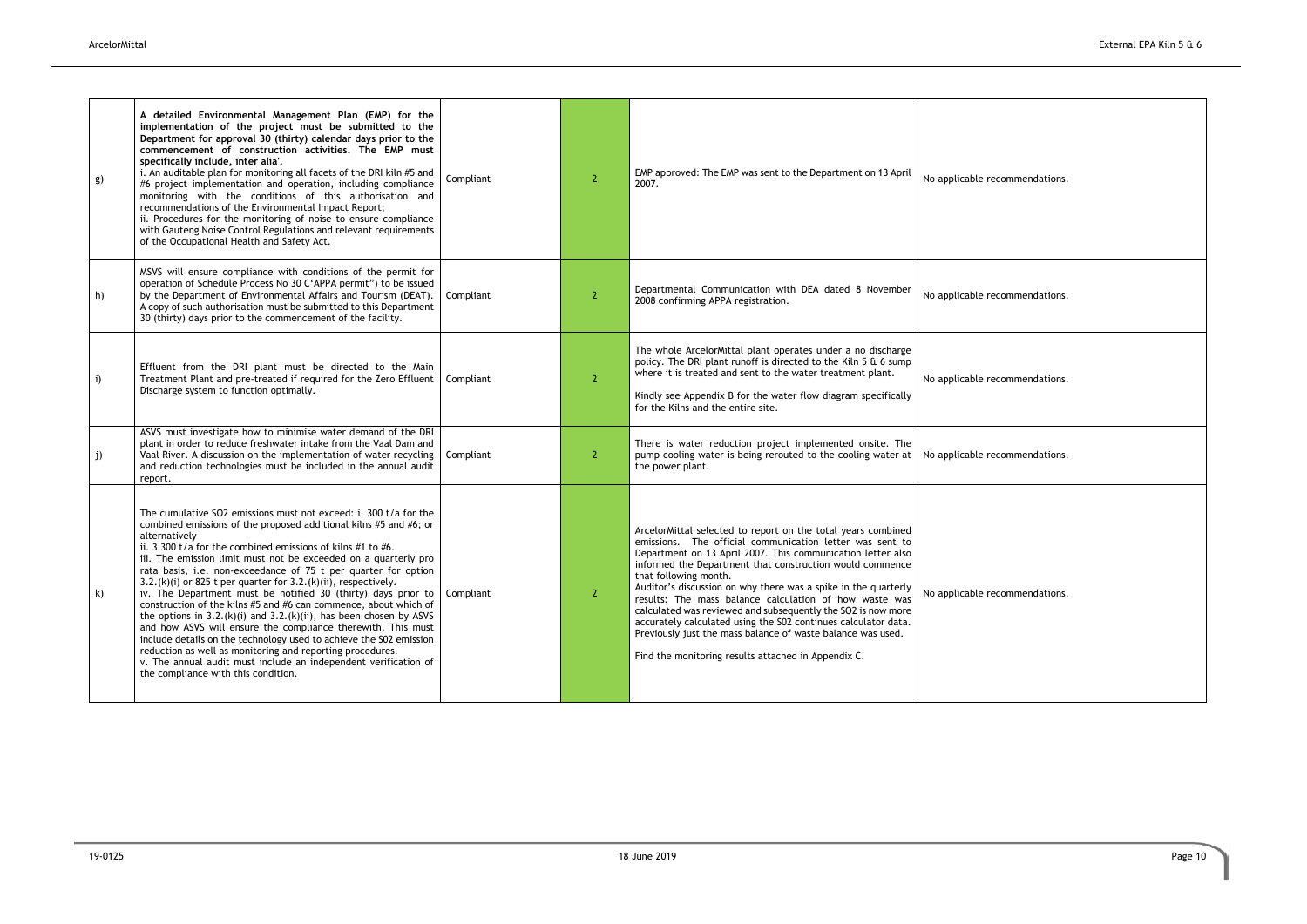| | | | | | |
|---|---|---|---|---|---|
| g) | **A detailed Environmental Management Plan (EMP) for the implementation of the project must be submitted to the Department for approval 30 (thirty) calendar days prior to the commencement of construction activities. The EMP must specifically include, inter alia'.**<br>i. An auditable plan for monitoring all facets of the DRI kiln #5 and #6 project implementation and operation, including compliance monitoring with the conditions of this authorisation and recommendations of the Environmental Impact Report;<br>ii. Procedures for the monitoring of noise to ensure compliance with Gauteng Noise Control Regulations and relevant requirements of the Occupational Health and Safety Act. | Compliant | 2 | EMP approved: The EMP was sent to the Department on 13 April 2007. | No applicable recommendations. |
| h) | MSVS will ensure compliance with conditions of the permit for operation of Schedule Process No 30 C'APPA permit") to be issued by the Department of Environmental Affairs and Tourism (DEAT). A copy of such authorisation must be submitted to this Department 30 (thirty) days prior to the commencement of the facility. | Compliant | 2 | Departmental Communication with DEA dated 8 November 2008 confirming APPA registration. | No applicable recommendations. |
| i) | Effluent from the DRI plant must be directed to the Main Treatment Plant and pre-treated if required for the Zero Effluent Discharge system to function optimally. | Compliant | 2 | The whole ArcelorMittal plant operates under a no discharge policy. The DRI plant runoff is directed to the Kiln 5 & 6 sump where it is treated and sent to the water treatment plant.<br><br>Kindly see Appendix B for the water flow diagram specifically for the Kilns and the entire site. | No applicable recommendations. |
| j) | ASVS must investigate how to minimise water demand of the DRI plant in order to reduce freshwater intake from the Vaal Dam and Vaal River. A discussion on the implementation of water recycling and reduction technologies must be included in the annual audit report. | Compliant | 2 | There is water reduction project implemented onsite. The pump cooling water is being rerouted to the cooling water at the power plant. | No applicable recommendations. |
| k) | The cumulative SO2 emissions must not exceed: i. 300 t/a for the combined emissions of the proposed additional kilns #5 and #6; or alternatively<br>ii. 3 300 t/a for the combined emissions of kilns #1 to #6.<br>iii. The emission limit must not be exceeded on a quarterly pro rata basis, i.e. non-exceedance of 75 t per quarter for option 3.2.(k)(i) or 825 t per quarter for 3.2.(k)(ii), respectively.<br>iv. The Department must be notified 30 (thirty) days prior to construction of the kilns #5 and #6 can commence, about which of the options in 3.2.(k)(i) and 3.2.(k)(ii), has been chosen by ASVS and how ASVS will ensure the compliance therewith, This must include details on the technology used to achieve the S02 emission reduction as well as monitoring and reporting procedures.<br>v. The annual audit must include an independent verification of the compliance with this condition. | Compliant | 2 | ArcelorMittal selected to report on the total years combined emissions. The official communication letter was sent to Department on 13 April 2007. This communication letter also informed the Department that construction would commence that following month.<br>Auditor's discussion on why there was a spike in the quarterly results: The mass balance calculation of how waste was calculated was reviewed and subsequently the SO2 is now more accurately calculated using the S02 continues calculator data. Previously just the mass balance of waste balance was used.<br><br>Find the monitoring results attached in Appendix C. | No applicable recommendations. |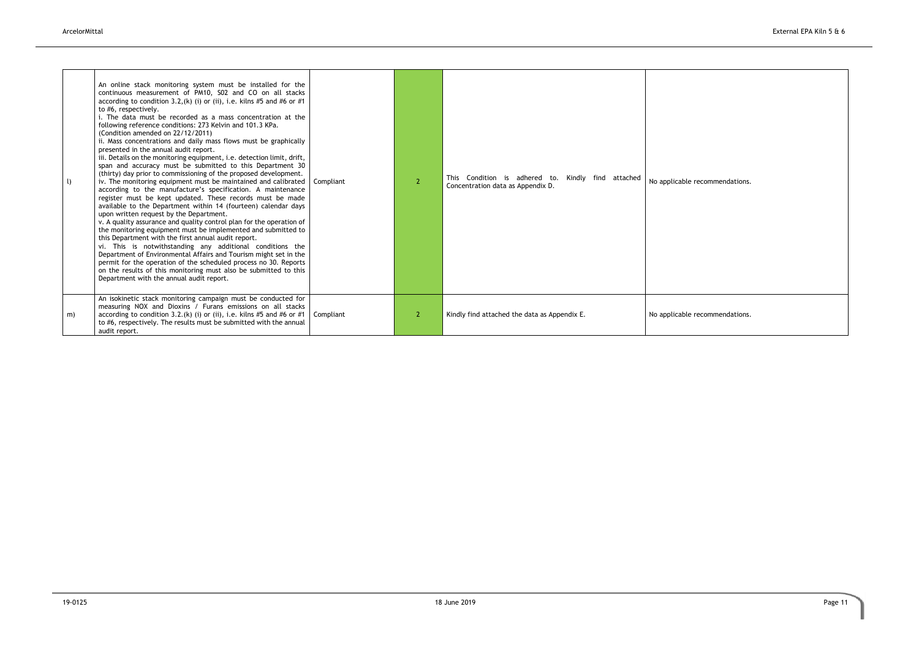| | | | | | |
|---|---|---|---|---|---|
| l) | An online stack monitoring system must be installed for the continuous measurement of PM10, S02 and CO on all stacks according to condition 3.2,(k) (i) or (ii), i.e. kilns #5 and #6 or #1 to #6, respectively.<br>i. The data must be recorded as a mass concentration at the following reference conditions: 273 Kelvin and 101.3 KPa. (Condition amended on 22/12/2011)<br>ii. Mass concentrations and daily mass flows must be graphically presented in the annual audit report.<br>iii. Details on the monitoring equipment, i.e. detection limit, drift, span and accuracy must be submitted to this Department 30 (thirty) day prior to commissioning of the proposed development.<br>iv. The monitoring equipment must be maintained and calibrated according to the manufacture's specification. A maintenance register must be kept updated. These records must be made available to the Department within 14 (fourteen) calendar days upon written request by the Department.<br>v. A quality assurance and quality control plan for the operation of the monitoring equipment must be implemented and submitted to this Department with the first annual audit report.<br>vi. This is notwithstanding any additional conditions the Department of Environmental Affairs and Tourism might set in the permit for the operation of the scheduled process no 30. Reports on the results of this monitoring must also be submitted to this Department with the annual audit report. | Compliant | 2 | This Condition is adhered to. Kindly find attached Concentration data as Appendix D. | No applicable recommendations. |
| m) | An isokinetic stack monitoring campaign must be conducted for measuring NOX and Dioxins / Furans emissions on all stacks according to condition 3.2.(k) (i) or (ii), i.e. kilns #5 and #6 or #1 to #6, respectively. The results must be submitted with the annual audit report. | Compliant | 2 | Kindly find attached the data as Appendix E. | No applicable recommendations. |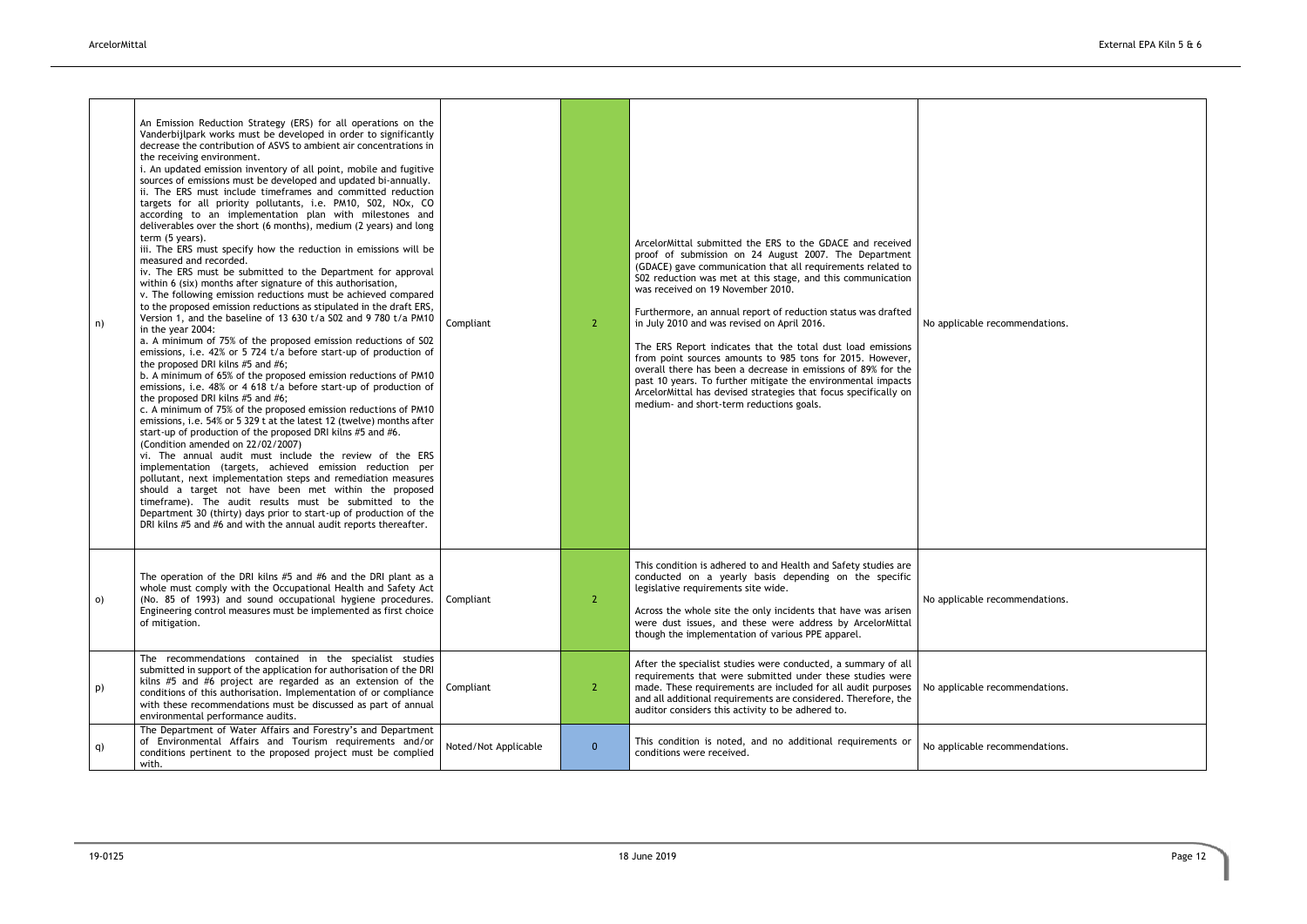| n) | An Emission Reduction Strategy (ERS) for all operations on the Vanderbijlpark works must be developed in order to significantly decrease the contribution of ASVS to ambient air concentrations in the receiving environment.<br>i. An updated emission inventory of all point, mobile and fugitive sources of emissions must be developed and updated bi-annually.<br>ii. The ERS must include timeframes and committed reduction targets for all priority pollutants, i.e. PM10, S02, NOx, CO according to an implementation plan with milestones and deliverables over the short (6 months), medium (2 years) and long term (5 years).<br>iii. The ERS must specify how the reduction in emissions will be measured and recorded.<br>iv. The ERS must be submitted to the Department for approval within 6 (six) months after signature of this authorisation,<br>v. The following emission reductions must be achieved compared to the proposed emission reductions as stipulated in the draft ERS, Version 1, and the baseline of 13 630 t/a S02 and 9 780 t/a PM10 in the year 2004:<br>a. A minimum of 75% of the proposed emission reductions of S02 emissions, i.e. 42% or 5 724 t/a before start-up of production of the proposed DRI kilns #5 and #6;<br>b. A minimum of 65% of the proposed emission reductions of PM10 emissions, i.e. 48% or 4 618 t/a before start-up of production of the proposed DRI kilns #5 and #6;<br>c. A minimum of 75% of the proposed emission reductions of PM10 emissions, i.e. 54% or 5 329 t at the latest 12 (twelve) months after start-up of production of the proposed DRI kilns #5 and #6.<br>(Condition amended on 22/02/2007)<br>vi. The annual audit must include the review of the ERS implementation (targets, achieved emission reduction per pollutant, next implementation steps and remediation measures should a target not have been met within the proposed timeframe). The audit results must be submitted to the Department 30 (thirty) days prior to start-up of production of the DRI kilns #5 and #6 and with the annual audit reports thereafter. | Compliant | 2 | ArcelorMittal submitted the ERS to the GDACE and received proof of submission on 24 August 2007. The Department (GDACE) gave communication that all requirements related to S02 reduction was met at this stage, and this communication was received on 19 November 2010.<br><br>Furthermore, an annual report of reduction status was drafted in July 2010 and was revised on April 2016.<br><br>The ERS Report indicates that the total dust load emissions from point sources amounts to 985 tons for 2015. However, overall there has been a decrease in emissions of 89% for the past 10 years. To further mitigate the environmental impacts ArcelorMittal has devised strategies that focus specifically on medium- and short-term reductions goals. | No applicable recommendations. |
|---|---|---|---|---|---|
| o) | The operation of the DRI kilns #5 and #6 and the DRI plant as a whole must comply with the Occupational Health and Safety Act (No. 85 of 1993) and sound occupational hygiene procedures. Engineering control measures must be implemented as first choice of mitigation. | Compliant | 2 | This condition is adhered to and Health and Safety studies are conducted on a yearly basis depending on the specific legislative requirements site wide.<br><br>Across the whole site the only incidents that have was arisen were dust issues, and these were address by ArcelorMittal though the implementation of various PPE apparel. | No applicable recommendations. |
| p) | The recommendations contained in the specialist studies submitted in support of the application for authorisation of the DRI kilns #5 and #6 project are regarded as an extension of the conditions of this authorisation. Implementation of or compliance with these recommendations must be discussed as part of annual environmental performance audits. | Compliant | 2 | After the specialist studies were conducted, a summary of all requirements that were submitted under these studies were made. These requirements are included for all audit purposes and all additional requirements are considered. Therefore, the auditor considers this activity to be adhered to. | No applicable recommendations. |
| q) | The Department of Water Affairs and Forestry's and Department of Environmental Affairs and Tourism requirements and/or conditions pertinent to the proposed project must be complied with. | Noted/Not Applicable | 0 | This condition is noted, and no additional requirements or conditions were received. | No applicable recommendations. |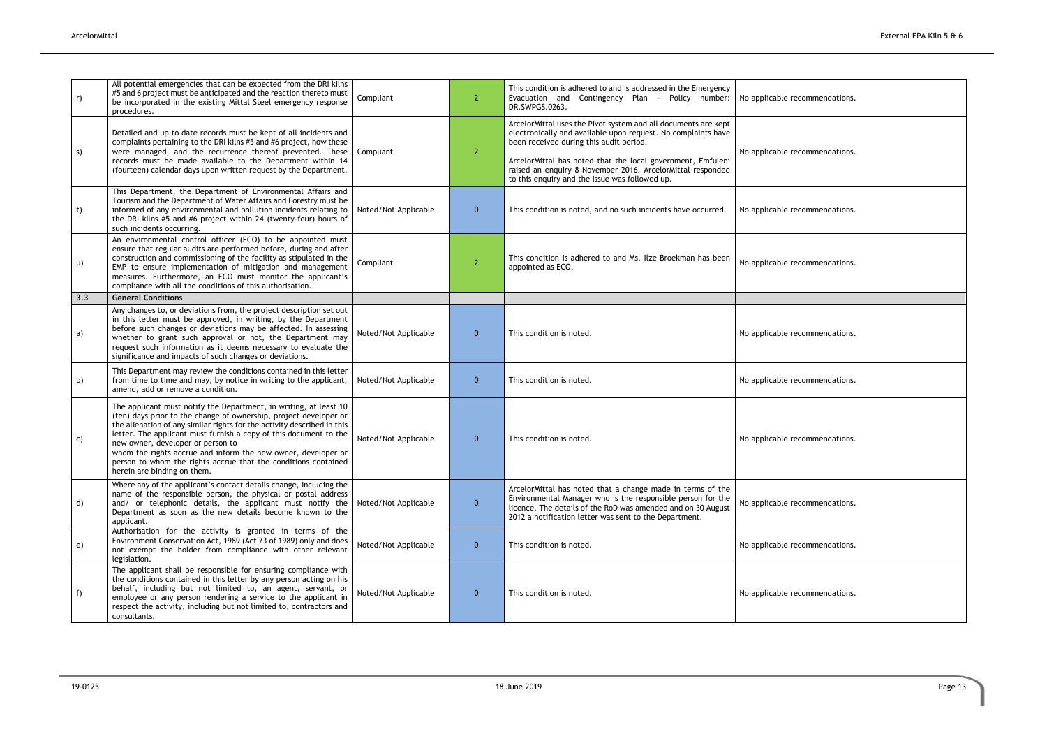| | | | | | |
|---|---|---|---|---|---|
| r) | All potential emergencies that can be expected from the DRI kilns #5 and 6 project must be anticipated and the reaction thereto must be incorporated in the existing Mittal Steel emergency response procedures. | Compliant | 2 | This condition is adhered to and is addressed in the Emergency Evacuation and Contingency Plan - Policy number: DR.SWPGS.0263. | No applicable recommendations. |
| s) | Detailed and up to date records must be kept of all incidents and complaints pertaining to the DRI kilns #5 and #6 project, how these were managed, and the recurrence thereof prevented. These records must be made available to the Department within 14 (fourteen) calendar days upon written request by the Department. | Compliant | 2 | ArcelorMittal uses the Pivot system and all documents are kept electronically and available upon request. No complaints have been received during this audit period.<br><br>ArcelorMittal has noted that the local government, Emfuleni raised an enquiry 8 November 2016. ArcelorMittal responded to this enquiry and the issue was followed up. | No applicable recommendations. |
| t) | This Department, the Department of Environmental Affairs and Tourism and the Department of Water Affairs and Forestry must be informed of any environmental and pollution incidents relating to the DRI kilns #5 and #6 project within 24 (twenty-four) hours of such incidents occurring. | Noted/Not Applicable | 0 | This condition is noted, and no such incidents have occurred. | No applicable recommendations. |
| u) | An environmental control officer (ECO) to be appointed must ensure that regular audits are performed before, during and after construction and commissioning of the facility as stipulated in the EMP to ensure implementation of mitigation and management measures. Furthermore, an ECO must monitor the applicant's compliance with all the conditions of this authorisation. | Compliant | 2 | This condition is adhered to and Ms. Ilze Broekman has been appointed as ECO. | No applicable recommendations. |
| **3.3** | **General Conditions** | | | | |
| a) | Any changes to, or deviations from, the project description set out in this letter must be approved, in writing, by the Department before such changes or deviations may be affected. In assessing whether to grant such approval or not, the Department may request such information as it deems necessary to evaluate the significance and impacts of such changes or deviations. | Noted/Not Applicable | 0 | This condition is noted. | No applicable recommendations. |
| b) | This Department may review the conditions contained in this letter from time to time and may, by notice in writing to the applicant, amend, add or remove a condition. | Noted/Not Applicable | 0 | This condition is noted. | No applicable recommendations. |
| c) | The applicant must notify the Department, in writing, at least 10 (ten) days prior to the change of ownership, project developer or the alienation of any similar rights for the activity described in this letter. The applicant must furnish a copy of this document to the new owner, developer or person to whom the rights accrue and inform the new owner, developer or person to whom the rights accrue that the conditions contained herein are binding on them. | Noted/Not Applicable | 0 | This condition is noted. | No applicable recommendations. |
| d) | Where any of the applicant's contact details change, including the name of the responsible person, the physical or postal address and/ or telephonic details, the applicant must notify the Department as soon as the new details become known to the applicant. | Noted/Not Applicable | 0 | ArcelorMittal has noted that a change made in terms of the Environmental Manager who is the responsible person for the licence. The details of the RoD was amended and on 30 August 2012 a notification letter was sent to the Department. | No applicable recommendations. |
| e) | Authorisation for the activity is granted in terms of the Environment Conservation Act, 1989 (Act 73 of 1989) only and does not exempt the holder from compliance with other relevant legislation. | Noted/Not Applicable | 0 | This condition is noted. | No applicable recommendations. |
| f) | The applicant shall be responsible for ensuring compliance with the conditions contained in this letter by any person acting on his behalf, including but not limited to, an agent, servant, or employee or any person rendering a service to the applicant in respect the activity, including but not limited to, contractors and consultants. | Noted/Not Applicable | 0 | This condition is noted. | No applicable recommendations. |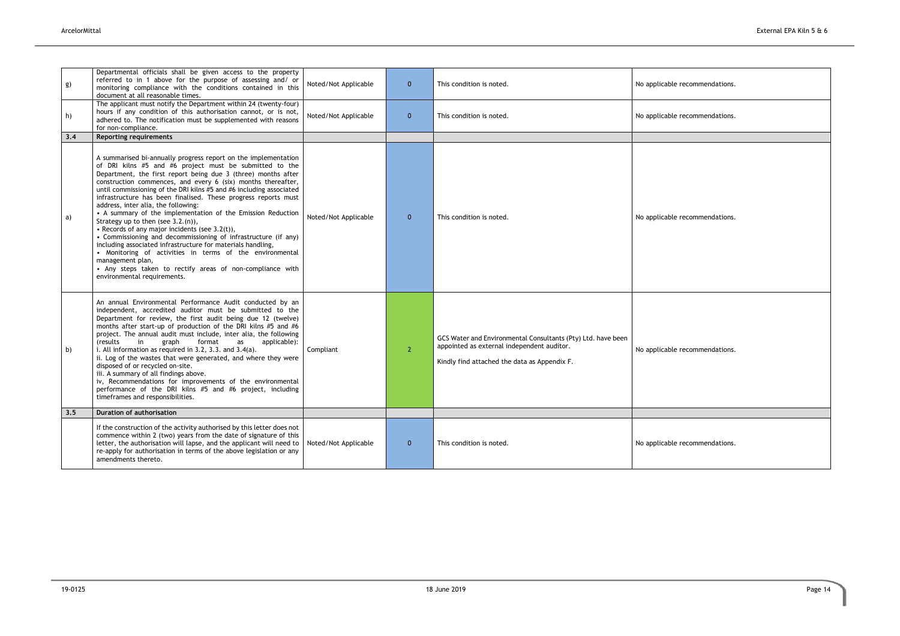| | | | | | |
|---|---|---|---|---|---|
| g) | Departmental officials shall be given access to the property referred to in 1 above for the purpose of assessing and/ or monitoring compliance with the conditions contained in this document at all reasonable times. | Noted/Not Applicable | 0 | This condition is noted. | No applicable recommendations. |
| h) | The applicant must notify the Department within 24 (twenty-four) hours if any condition of this authorisation cannot, or is not, adhered to. The notification must be supplemented with reasons for non-compliance. | Noted/Not Applicable | 0 | This condition is noted. | No applicable recommendations. |
| **3.4** | **Reporting requirements** | | | | |
| a) | A summarised bi-annually progress report on the implementation of DRI kilns #5 and #6 project must be submitted to the Department, the first report being due 3 (three) months after construction commences, and every 6 (six) months thereafter, until commissioning of the DRI kilns #5 and #6 including associated infrastructure has been finalised. These progress reports must address, inter alia, the following:<br>• A summary of the implementation of the Emission Reduction Strategy up to then (see 3.2.(n)),<br>• Records of any major incidents (see 3.2(t)),<br>• Commissioning and decommissioning of infrastructure (if any) including associated infrastructure for materials handling,<br>• Monitoring of activities in terms of the environmental management plan,<br>• Any steps taken to rectify areas of non-compliance with environmental requirements. | Noted/Not Applicable | 0 | This condition is noted. | No applicable recommendations. |
| b) | An annual Environmental Performance Audit conducted by an independent, accredited auditor must be submitted to the Department for review, the first audit being due 12 (twelve) months after start-up of production of the DRI kilns #5 and #6 project. The annual audit must include, inter alia, the following (results in graph format as applicable):<br>i. All information as required in 3.2, 3.3. and 3.4(a).<br>ii. Log of the wastes that were generated, and where they were disposed of or recycled on-site.<br>iii. A summary of all findings above.<br>iv, Recommendations for improvements of the environmental performance of the DRI kilns #5 and #6 project, including timeframes and responsibilities. | Compliant | 2 | GCS Water and Environmental Consultants (Pty) Ltd. have been appointed as external independent auditor.<br><br>Kindly find attached the data as Appendix F. | No applicable recommendations. |
| **3.5** | **Duration of authorisation** | | | | |
| | If the construction of the activity authorised by this letter does not commence within 2 (two) years from the date of signature of this letter, the authorisation will lapse, and the applicant will need to re-apply for authorisation in terms of the above legislation or any amendments thereto. | Noted/Not Applicable | 0 | This condition is noted. | No applicable recommendations. |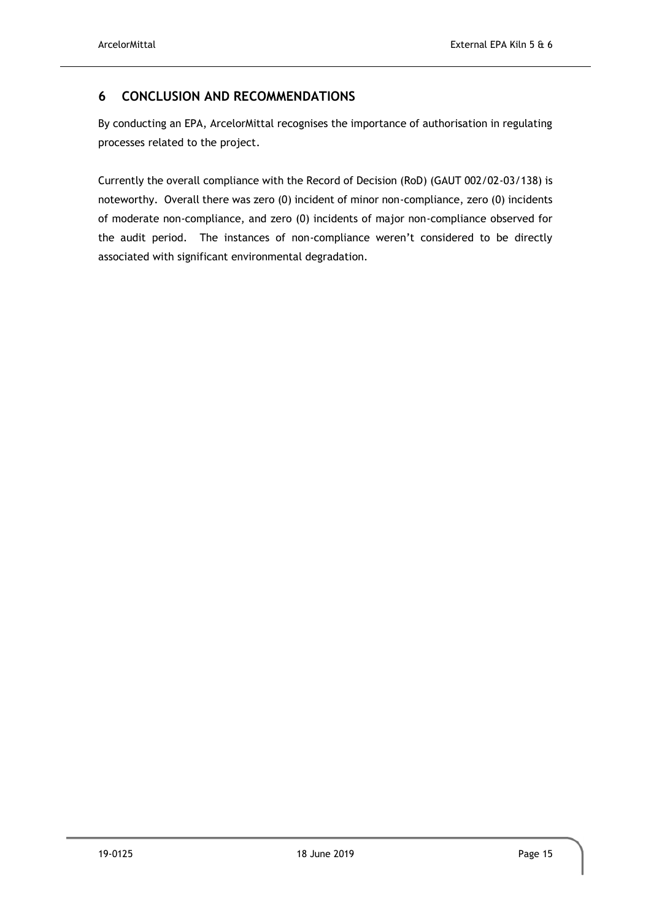## 6 CONCLUSION AND RECOMMENDATIONS

By conducting an EPA, ArcelorMittal recognises the importance of authorisation in regulating processes related to the project.

Currently the overall compliance with the Record of Decision (RoD) (GAUT 002/02-03/138) is noteworthy. Overall there was zero (0) incident of minor non-compliance, zero (0) incidents of moderate non-compliance, and zero (0) incidents of major non-compliance observed for the audit period. The instances of non-compliance weren't considered to be directly associated with significant environmental degradation.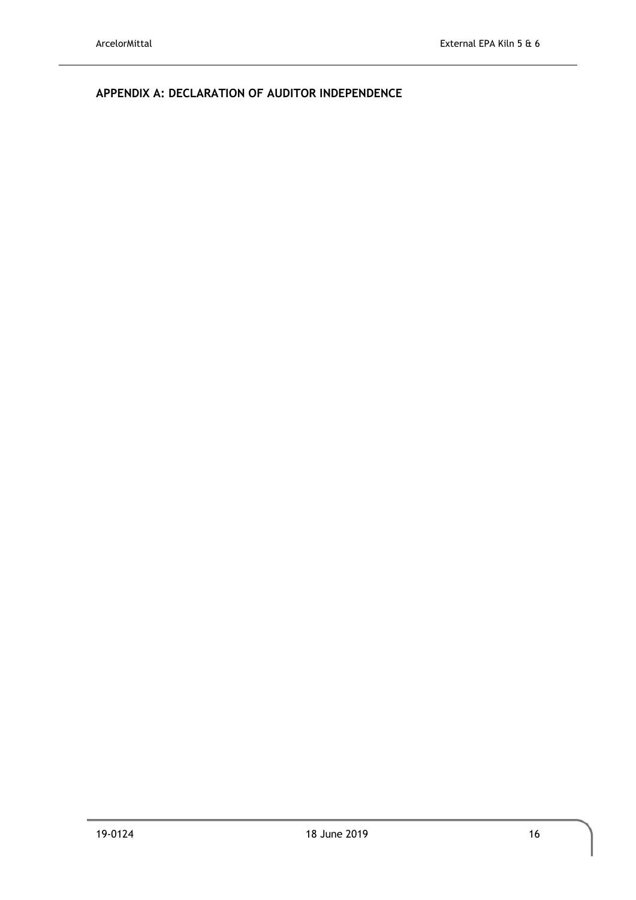## APPENDIX A: DECLARATION OF AUDITOR INDEPENDENCE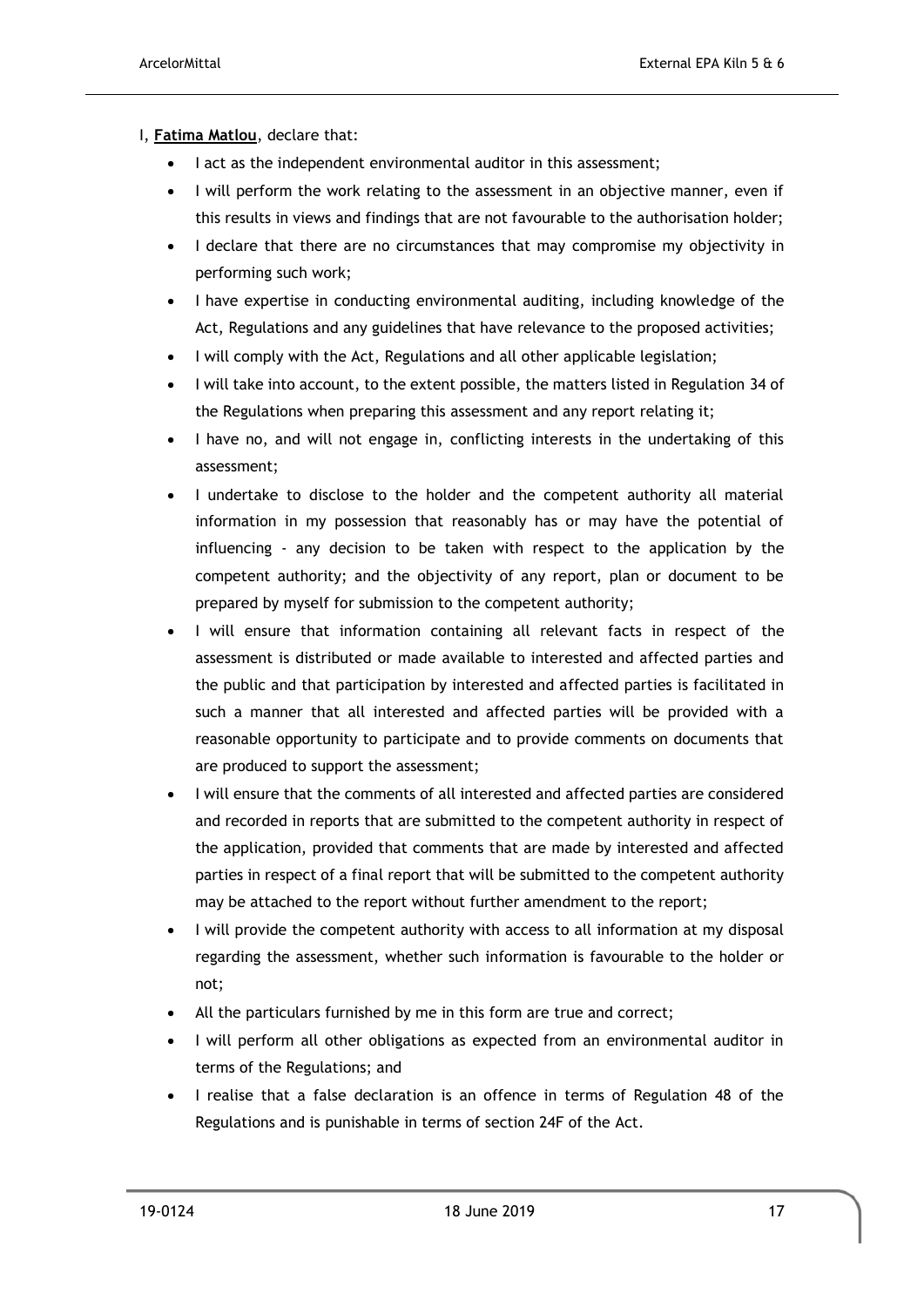I, **Fatima Matlou**, declare that:

- I act as the independent environmental auditor in this assessment;
- I will perform the work relating to the assessment in an objective manner, even if this results in views and findings that are not favourable to the authorisation holder;
- I declare that there are no circumstances that may compromise my objectivity in performing such work;
- I have expertise in conducting environmental auditing, including knowledge of the Act, Regulations and any guidelines that have relevance to the proposed activities;
- I will comply with the Act, Regulations and all other applicable legislation;
- I will take into account, to the extent possible, the matters listed in Regulation 34 of the Regulations when preparing this assessment and any report relating it;
- I have no, and will not engage in, conflicting interests in the undertaking of this assessment;
- I undertake to disclose to the holder and the competent authority all material information in my possession that reasonably has or may have the potential of influencing - any decision to be taken with respect to the application by the competent authority; and the objectivity of any report, plan or document to be prepared by myself for submission to the competent authority;
- I will ensure that information containing all relevant facts in respect of the assessment is distributed or made available to interested and affected parties and the public and that participation by interested and affected parties is facilitated in such a manner that all interested and affected parties will be provided with a reasonable opportunity to participate and to provide comments on documents that are produced to support the assessment;
- I will ensure that the comments of all interested and affected parties are considered and recorded in reports that are submitted to the competent authority in respect of the application, provided that comments that are made by interested and affected parties in respect of a final report that will be submitted to the competent authority may be attached to the report without further amendment to the report;
- I will provide the competent authority with access to all information at my disposal regarding the assessment, whether such information is favourable to the holder or not;
- All the particulars furnished by me in this form are true and correct;
- I will perform all other obligations as expected from an environmental auditor in terms of the Regulations; and
- I realise that a false declaration is an offence in terms of Regulation 48 of the Regulations and is punishable in terms of section 24F of the Act.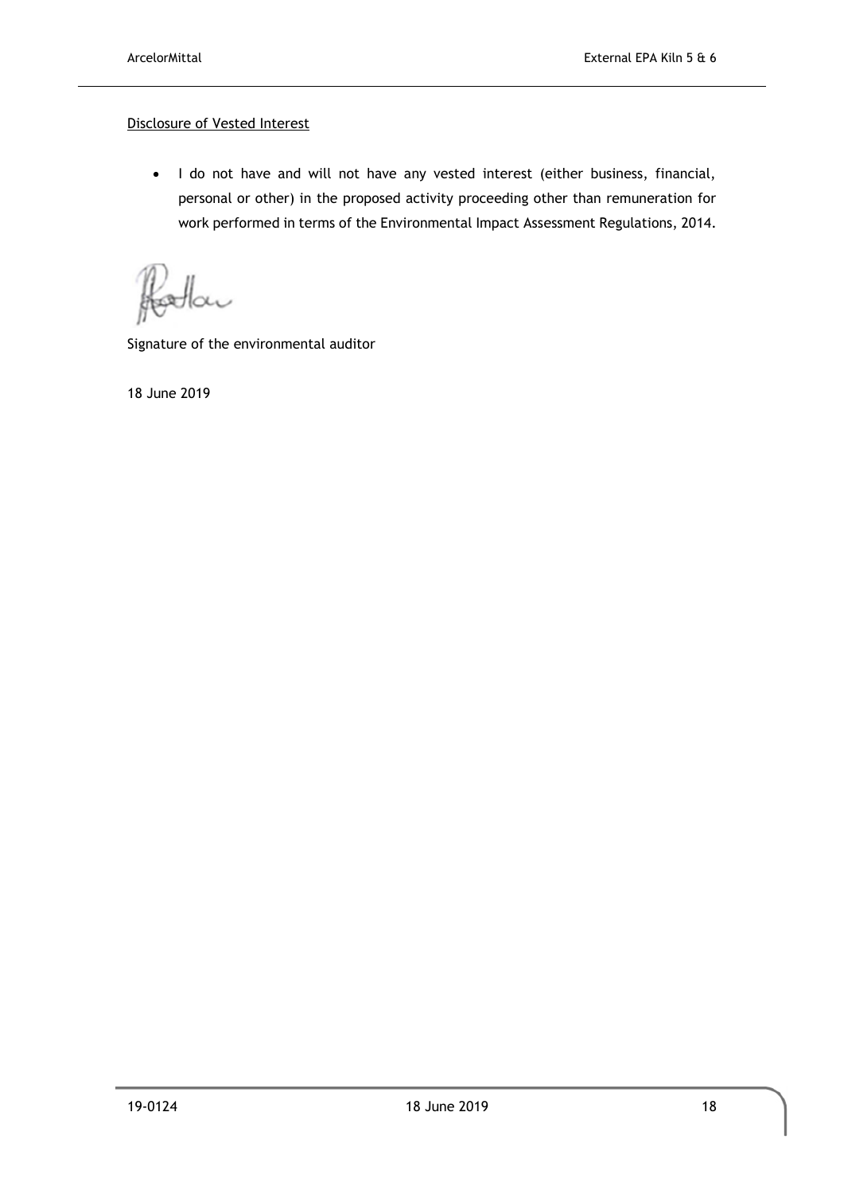<u>Disclosure of Vested Interest</u>

- I do not have and will not have any vested interest (either business, financial, personal or other) in the proposed activity proceeding other than remuneration for work performed in terms of the Environmental Impact Assessment Regulations, 2014.

Signature of the environmental auditor

18 June 2019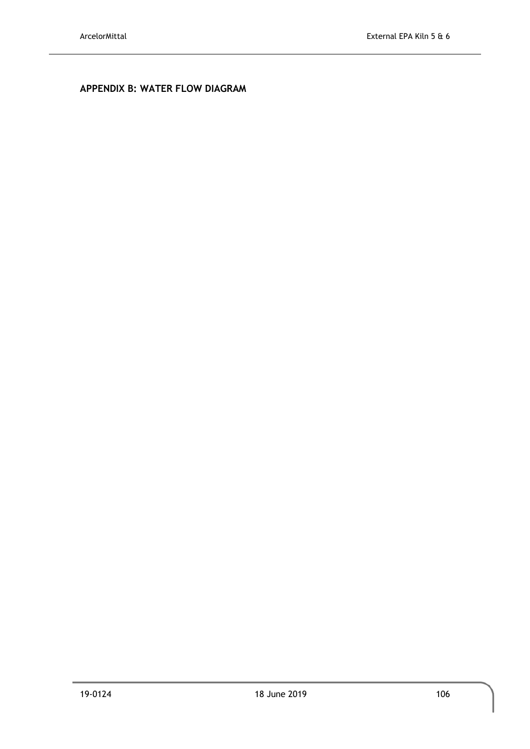## APPENDIX B: WATER FLOW DIAGRAM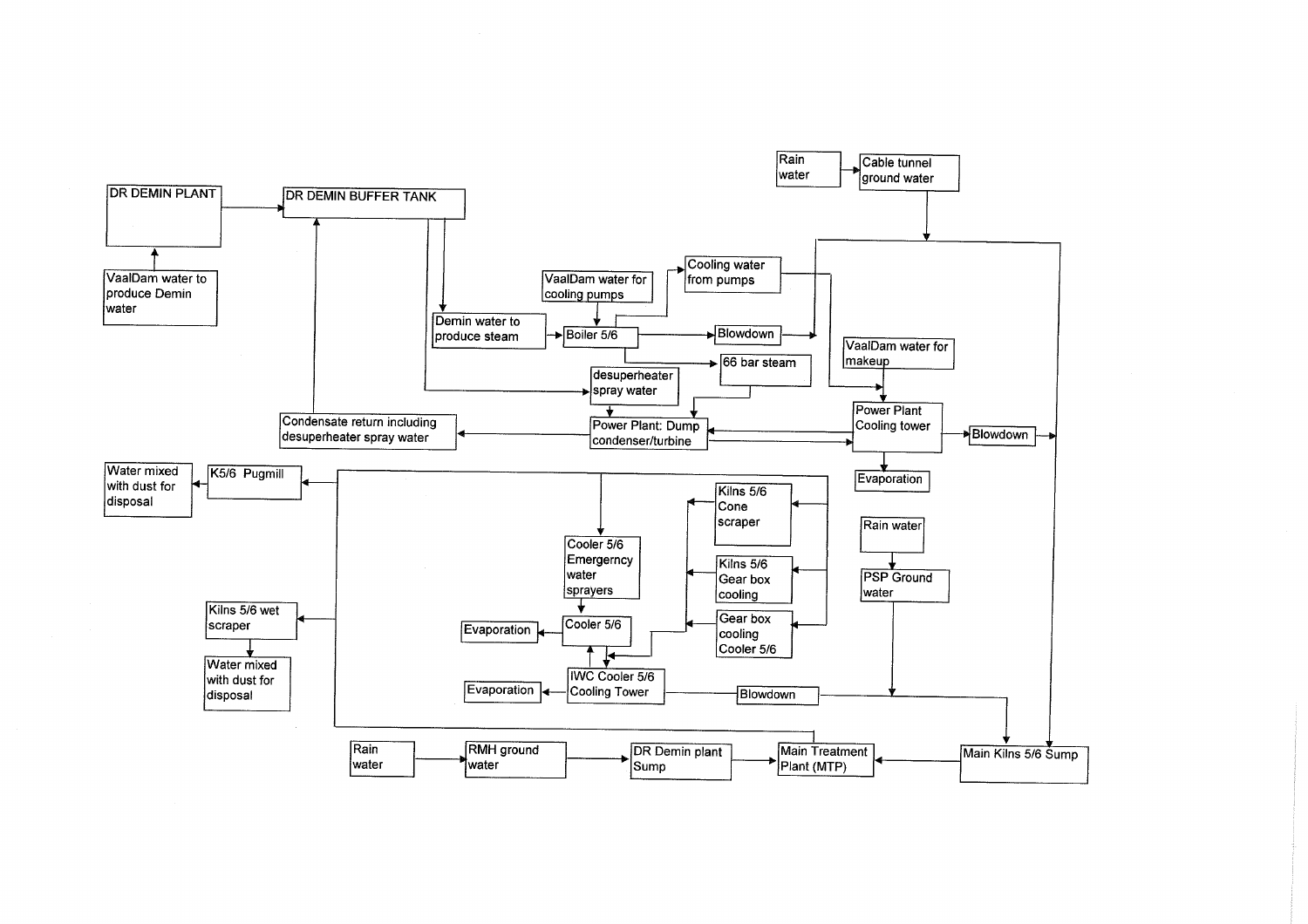DR DEMIN PLANT

DR DEMIN BUFFER TANK

VaalDam water to produce Demin water

Rain water

Cable tunnel ground water

VaalDam water for cooling pumps

Cooling water from pumps

Demin water to produce steam

Boiler 5/6

Blowdown

66 bar steam

VaalDam water for makeup

desuperheater spray water

Power Plant Cooling tower

Blowdown

Condensate return including desuperheater spray water

Power Plant: Dump condenser/turbine

Evaporation

Water mixed with dust for disposal

K5/6 Pugmill

Kilns 5/6 Cone scraper

Cooler 5/6 Emergerncy water sprayers

Kilns 5/6 Gear box cooling

Rain water

PSP Ground water

Kilns 5/6 wet scraper

Gear box cooling Cooler 5/6

Evaporation

Cooler 5/6

Water mixed with dust for disposal

IWC Cooler 5/6 Cooling Tower

Evaporation

Blowdown

Rain water

RMH ground water

DR Demin plant Sump

Main Treatment Plant (MTP)

Main Kilns 5/6 Sump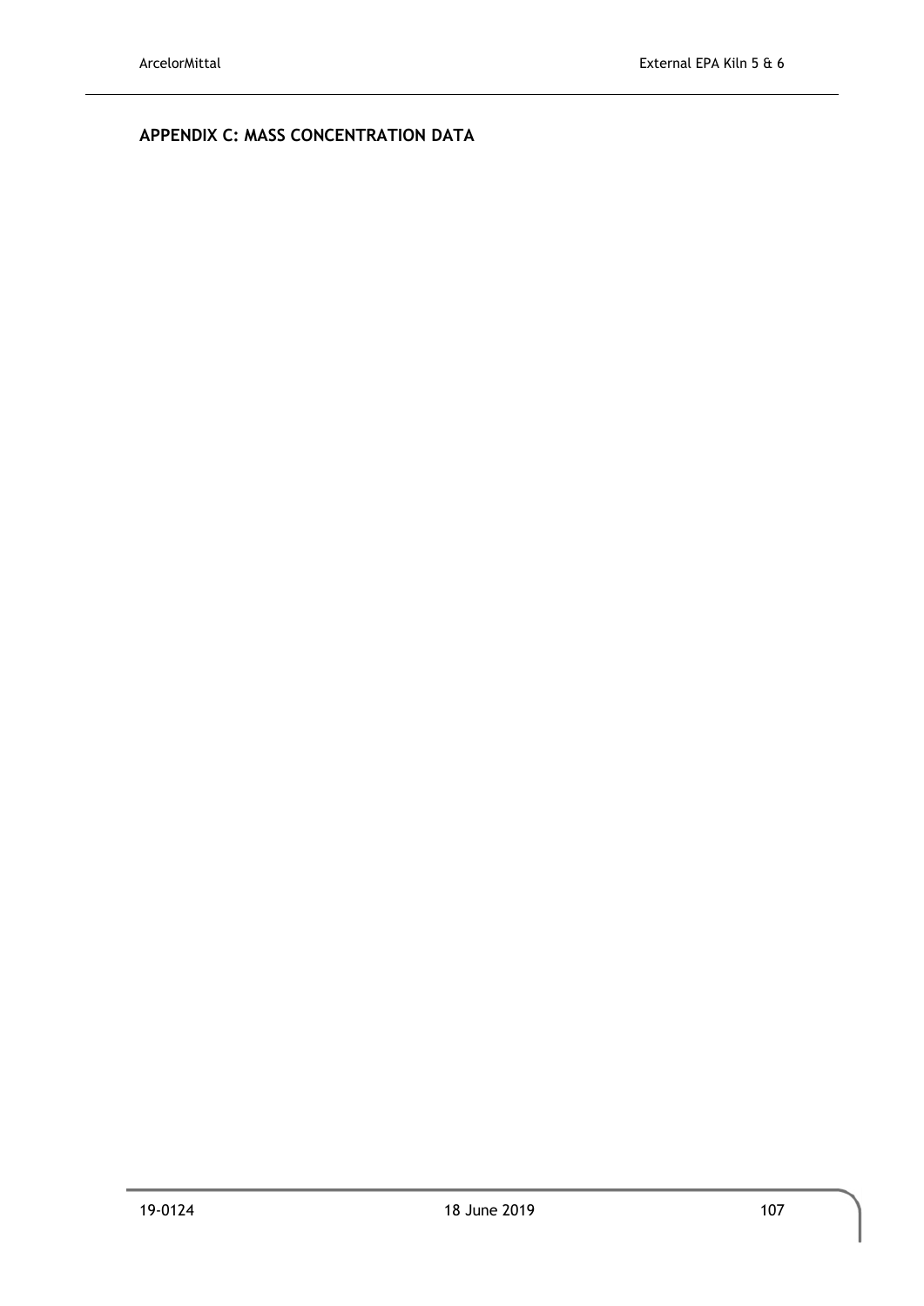## APPENDIX C: MASS CONCENTRATION DATA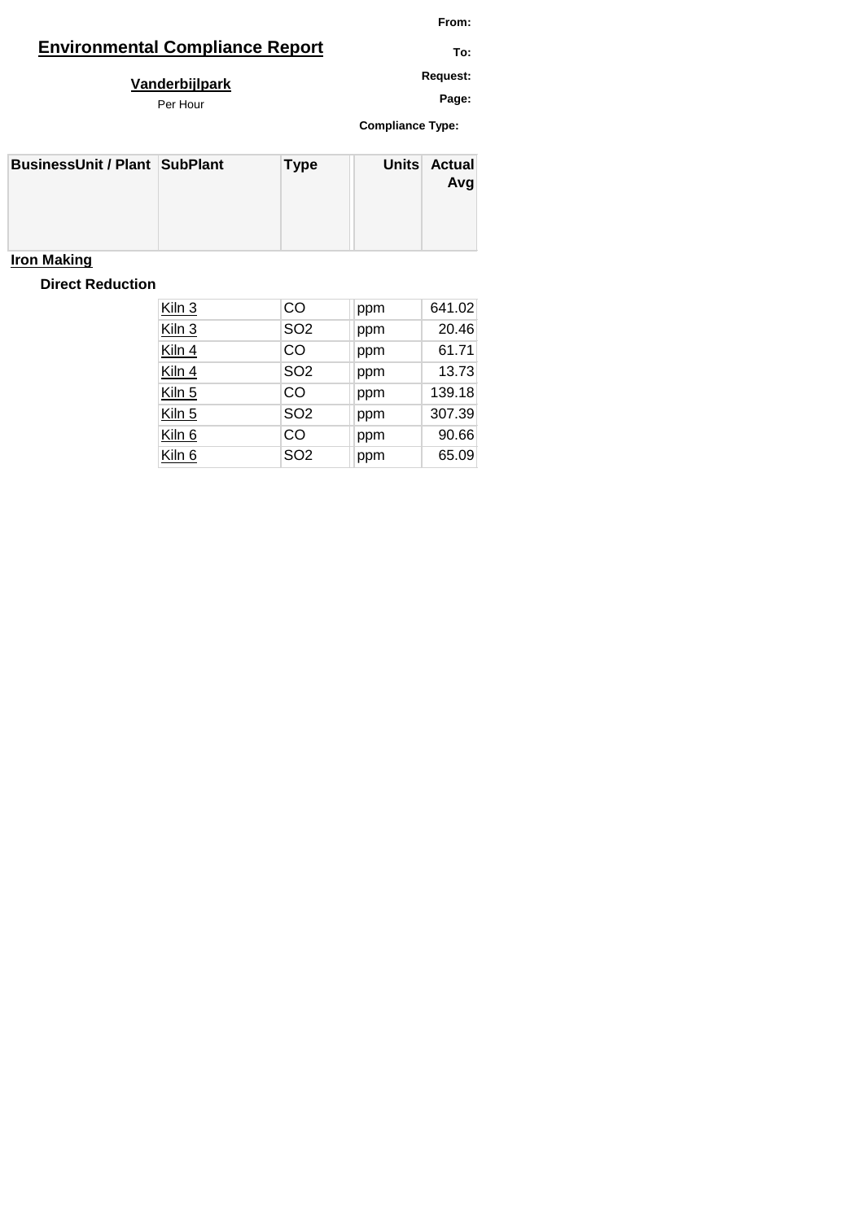# Environmental Compliance Report

**From:**

**To:**

**Request:**

**Page:**

**Compliance Type:**

## Vanderbijlpark

Per Hour

| BusinessUnit / Plant | SubPlant | Type | Units | Actual Avg |
|---|---|---|---|---|
| **Iron Making** | | | | |
| **Direct Reduction** | | | | |
| | Kiln 3 | CO | ppm | 641.02 |
| | Kiln 3 | $SO_2$ | ppm | 20.46 |
| | Kiln 4 | CO | ppm | 61.71 |
| | Kiln 4 | $SO_2$ | ppm | 13.73 |
| | Kiln 5 | CO | ppm | 139.18 |
| | Kiln 5 | $SO_2$ | ppm | 307.39 |
| | Kiln 6 | CO | ppm | 90.66 |
| | Kiln 6 | $SO_2$ | ppm | 65.09 |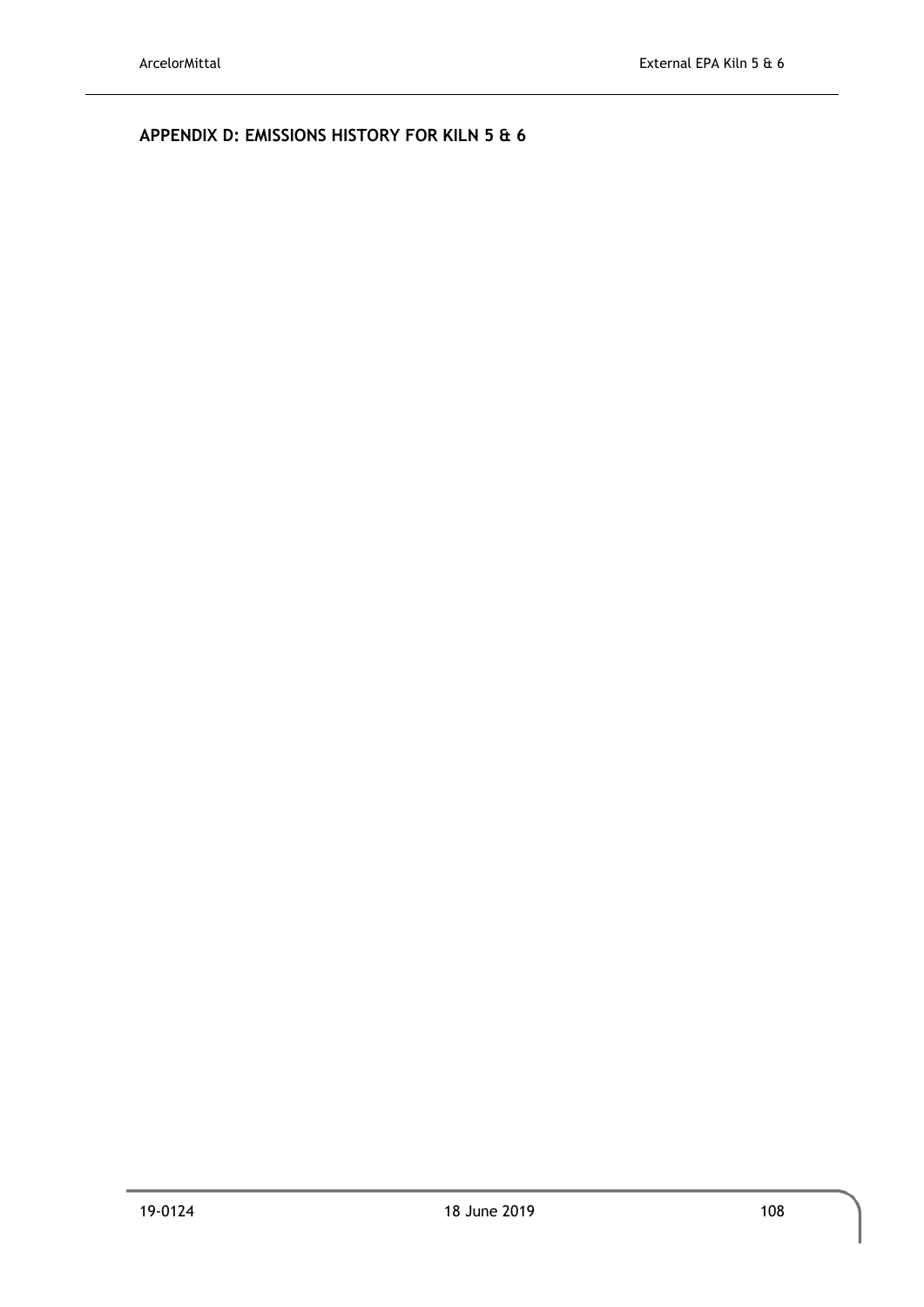## APPENDIX D: EMISSIONS HISTORY FOR KILN 5 & 6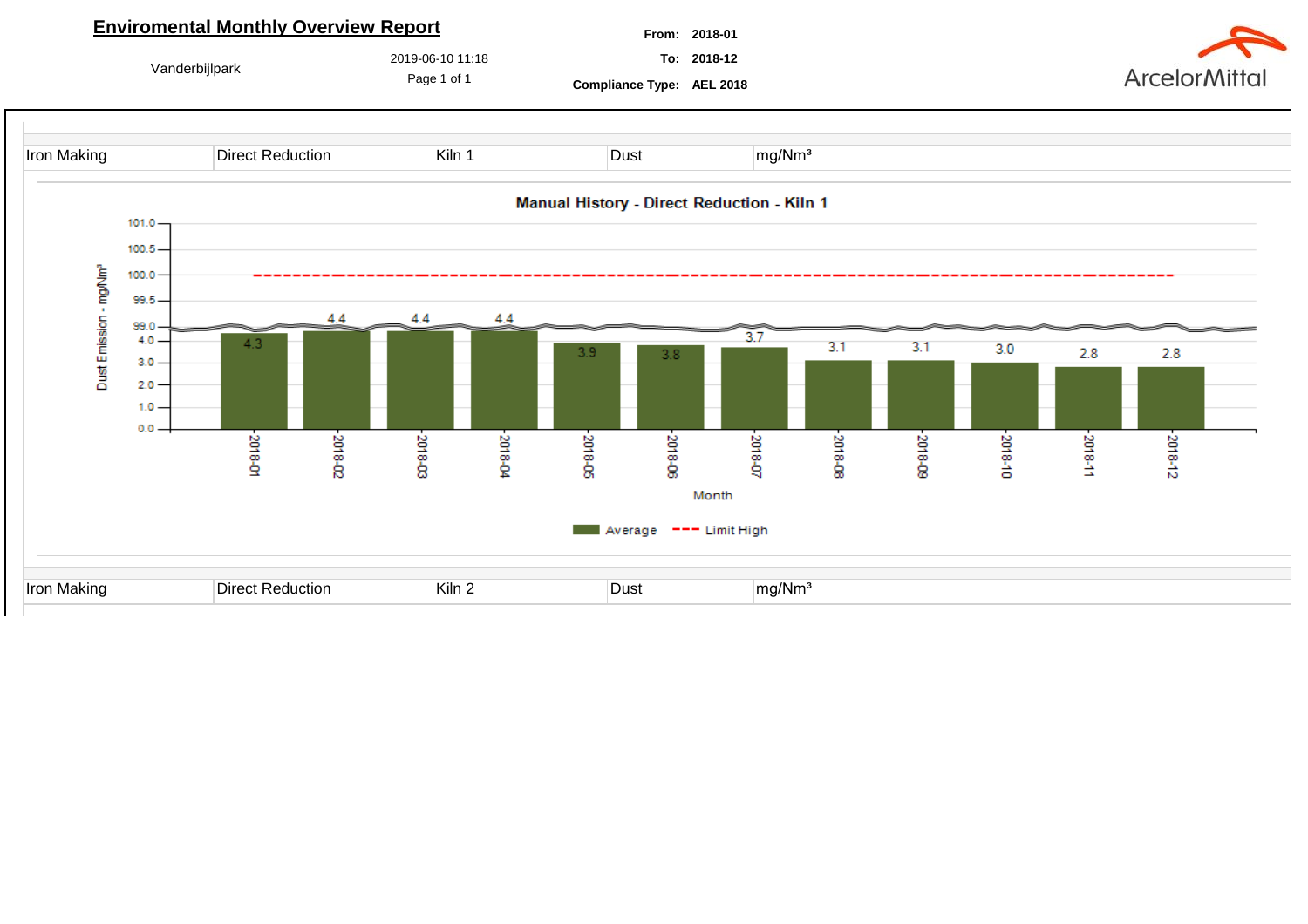# Enviromental Monthly Overview Report

Vanderbijlpark

2019-06-10 11:18

**From:** 2018-01
**To:** 2018-12
**Compliance Type:** AEL 2018

ArcelorMittal

| Iron Making | Direct Reduction | Kiln 1 | Dust | mg/Nm³ |
|---|---|---|---|---|

**Manual History - Direct Reduction - Kiln 1**

| Month | Average (Dust Emission - mg/Nm³) | Limit High |
|---|---|---|
| 2018-01 | 4.3 | 100.0 |
| 2018-02 | 4.4 | 100.0 |
| 2018-03 | 4.4 | 100.0 |
| 2018-04 | 4.4 | 100.0 |
| 2018-05 | 3.9 | 100.0 |
| 2018-06 | 3.8 | 100.0 |
| 2018-07 | 3.7 | 100.0 |
| 2018-08 | 3.1 | 100.0 |
| 2018-09 | 3.1 | 100.0 |
| 2018-10 | 3.0 | 100.0 |
| 2018-11 | 2.8 | 100.0 |
| 2018-12 | 2.8 | 100.0 |

| Iron Making | Direct Reduction | Kiln 2 | Dust | mg/Nm³ |
|---|---|---|---|---|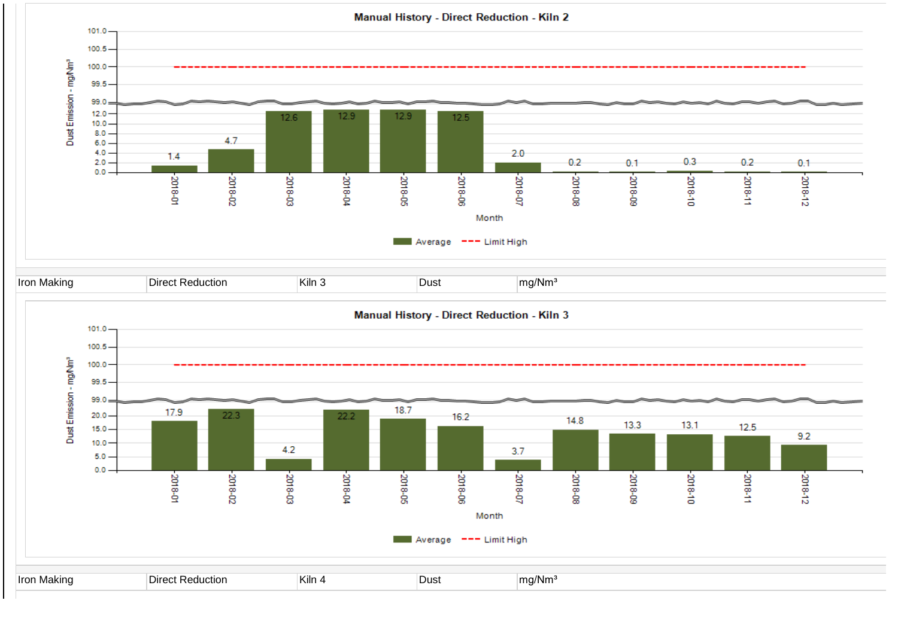**Manual History - Direct Reduction - Kiln 2**

| Month | Average (mg/Nm³) | Limit High (mg/Nm³) |
|---|---|---|
| 2018-01 | 1.4 | 100.0 |
| 2018-02 | 4.7 | 100.0 |
| 2018-03 | 12.6 | 100.0 |
| 2018-04 | 12.9 | 100.0 |
| 2018-05 | 12.9 | 100.0 |
| 2018-06 | 12.5 | 100.0 |
| 2018-07 | 2.0 | 100.0 |
| 2018-08 | 0.2 | 100.0 |
| 2018-09 | 0.1 | 100.0 |
| 2018-10 | 0.3 | 100.0 |
| 2018-11 | 0.2 | 100.0 |
| 2018-12 | 0.1 | 100.0 |

| Iron Making | Direct Reduction | Kiln 3 | Dust | mg/Nm³ |
|---|---|---|---|---|

**Manual History - Direct Reduction - Kiln 3**

| Month | Average (mg/Nm³) | Limit High (mg/Nm³) |
|---|---|---|
| 2018-01 | 17.9 | 100.0 |
| 2018-02 | 22.3 | 100.0 |
| 2018-03 | 4.2 | 100.0 |
| 2018-04 | 22.2 | 100.0 |
| 2018-05 | 18.7 | 100.0 |
| 2018-06 | 16.2 | 100.0 |
| 2018-07 | 3.7 | 100.0 |
| 2018-08 | 14.8 | 100.0 |
| 2018-09 | 13.3 | 100.0 |
| 2018-10 | 13.1 | 100.0 |
| 2018-11 | 12.5 | 100.0 |
| 2018-12 | 9.2 | 100.0 |

| Iron Making | Direct Reduction | Kiln 4 | Dust | mg/Nm³ |
|---|---|---|---|---|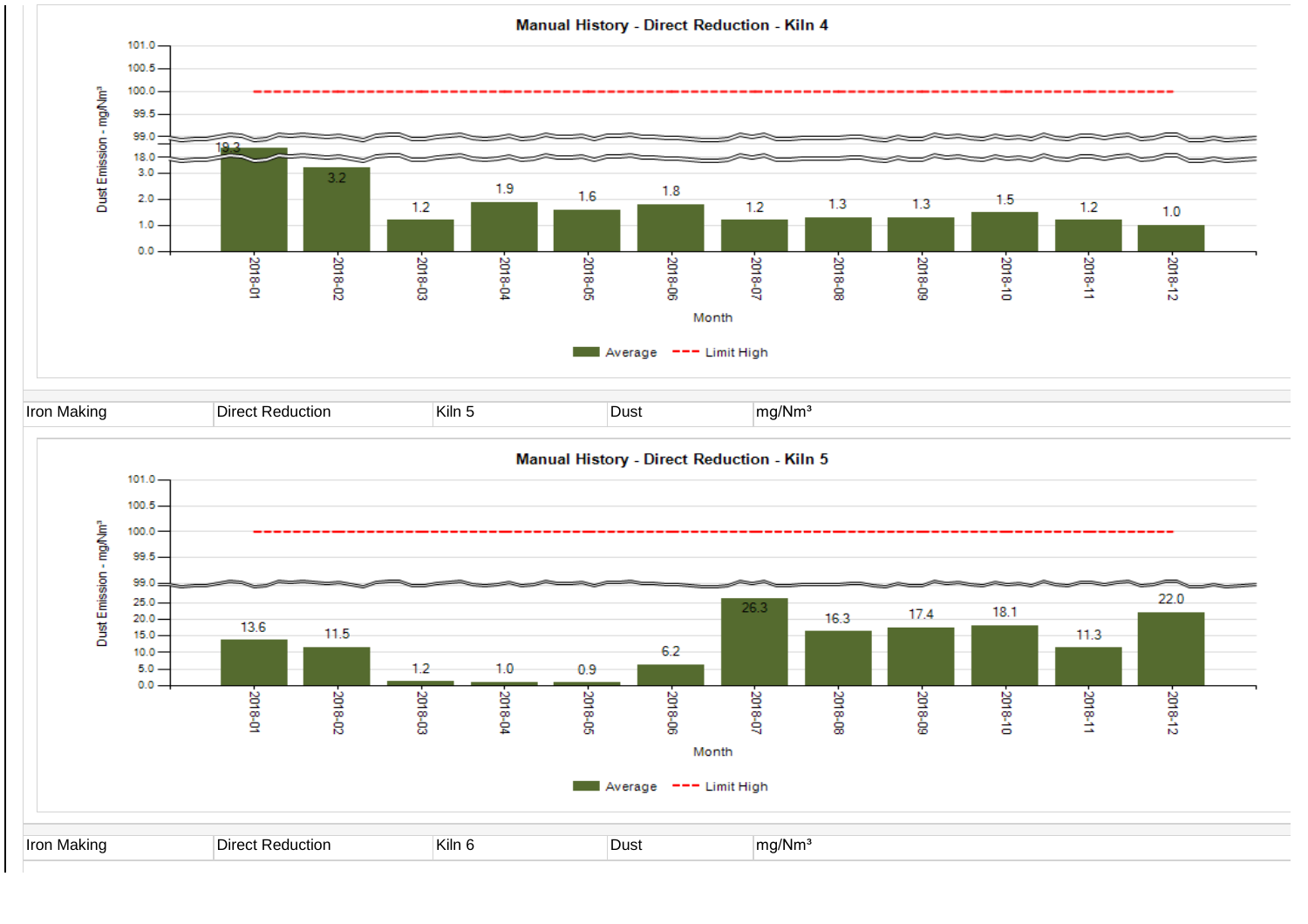**Manual History - Direct Reduction - Kiln 4**

Dust Emission - mg/Nm³

| Month | Average |
|---|---|
| 2018-01 | 19.3 |
| 2018-02 | 3.2 |
| 2018-03 | 1.2 |
| 2018-04 | 1.9 |
| 2018-05 | 1.6 |
| 2018-06 | 1.8 |
| 2018-07 | 1.2 |
| 2018-08 | 1.3 |
| 2018-09 | 1.3 |
| 2018-10 | 1.5 |
| 2018-11 | 1.2 |
| 2018-12 | 1.0 |

Limit High: 100.0

Average — Limit High

| Iron Making | Direct Reduction | Kiln 5 | Dust | mg/Nm³ |
|---|---|---|---|---|

**Manual History - Direct Reduction - Kiln 5**

Dust Emission - mg/Nm³

| Month | Average |
|---|---|
| 2018-01 | 13.6 |
| 2018-02 | 11.5 |
| 2018-03 | 1.2 |
| 2018-04 | 1.0 |
| 2018-05 | 0.9 |
| 2018-06 | 6.2 |
| 2018-07 | 26.3 |
| 2018-08 | 16.3 |
| 2018-09 | 17.4 |
| 2018-10 | 18.1 |
| 2018-11 | 11.3 |
| 2018-12 | 22.0 |

Limit High: 100.0

Average — Limit High

| Iron Making | Direct Reduction | Kiln 6 | Dust | mg/Nm³ |
|---|---|---|---|---|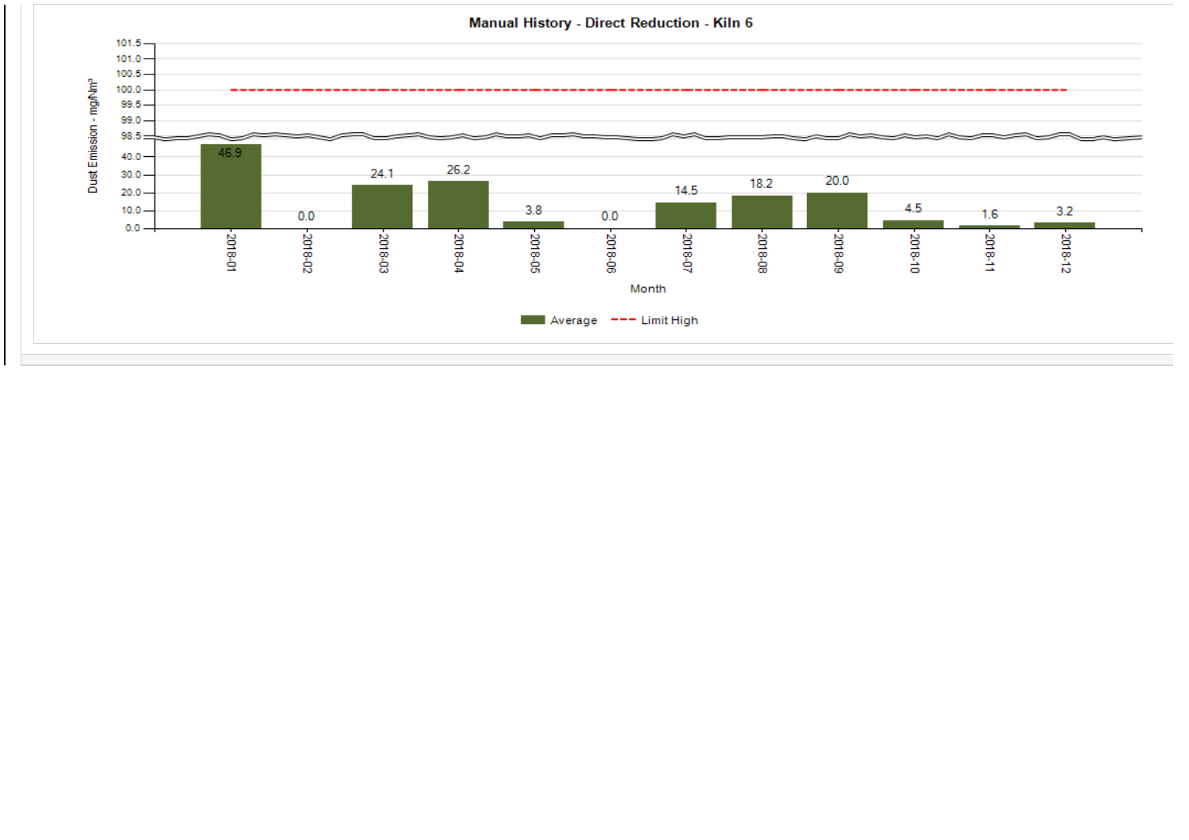**Manual History - Direct Reduction - Kiln 6**

| Month | Average (Dust Emission - mg/Nm³) | Limit High |
|---|---|---|
| 2018-01 | 46.9 | 100.0 |
| 2018-02 | 0.0 | 100.0 |
| 2018-03 | 24.1 | 100.0 |
| 2018-04 | 26.2 | 100.0 |
| 2018-05 | 3.8 | 100.0 |
| 2018-06 | 0.0 | 100.0 |
| 2018-07 | 14.5 | 100.0 |
| 2018-08 | 18.2 | 100.0 |
| 2018-09 | 20.0 | 100.0 |
| 2018-10 | 4.5 | 100.0 |
| 2018-11 | 1.6 | 100.0 |
| 2018-12 | 3.2 | 100.0 |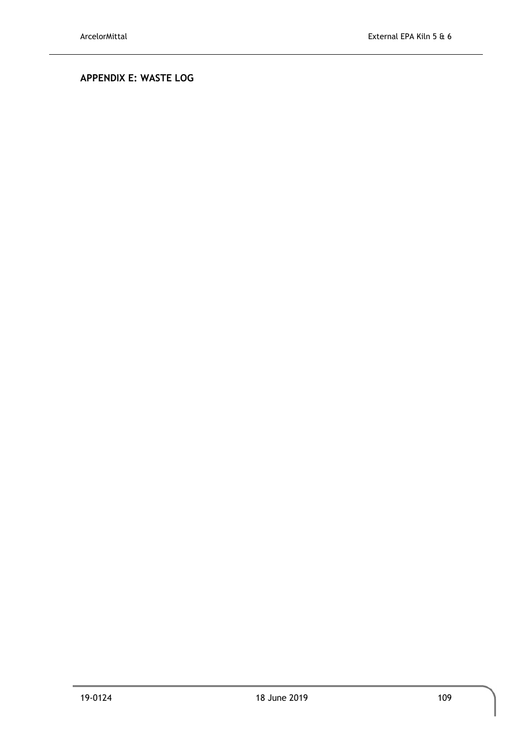## APPENDIX E: WASTE LOG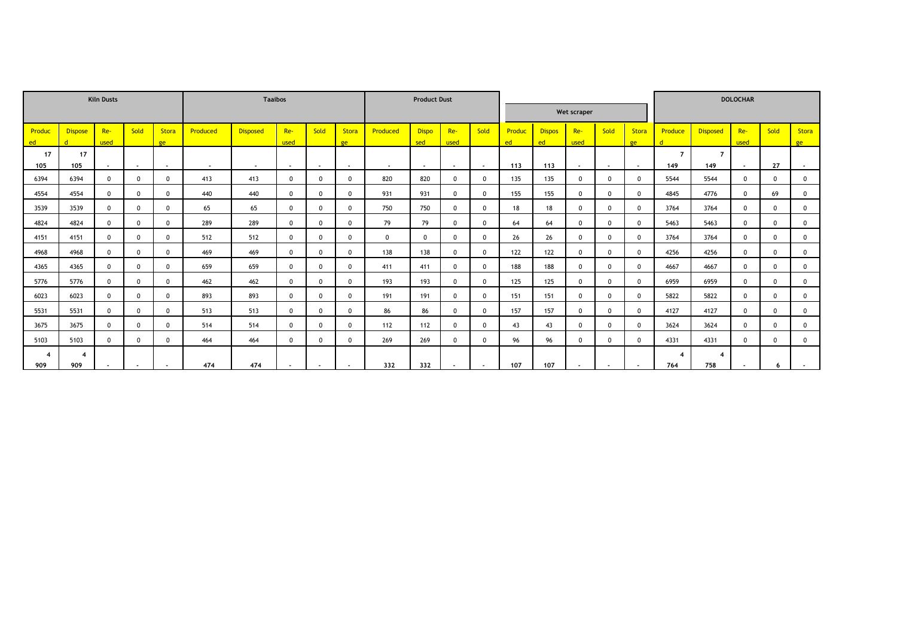| Kiln Dusts | | | | | Taaibos | | | | | Product Dust | | | | Wet scraper | | | | | DOLOCHAR | | | | |
|---|---|---|---|---|---|---|---|---|---|---|---|---|---|---|---|---|---|---|---|---|---|---|---|
| Produced | Disposed | Re-used | Sold | Storage | Produced | Disposed | Re-used | Sold | Storage | Produced | Disposed | Re-used | Sold | Produced | Disposed | Re-used | Sold | Storage | Produced | Disposed | Re-used | Sold | Storage |
| 17 105 | 17 105 | - | - | - | - | - | - | - | - | - | - | - | - | 113 | 113 | - | - | - | 7 149 | 7 149 | - | 27 | - |
| 6394 | 6394 | 0 | 0 | 0 | 413 | 413 | 0 | 0 | 0 | 820 | 820 | 0 | 0 | 135 | 135 | 0 | 0 | 0 | 5544 | 5544 | 0 | 0 | 0 |
| 4554 | 4554 | 0 | 0 | 0 | 440 | 440 | 0 | 0 | 0 | 931 | 931 | 0 | 0 | 155 | 155 | 0 | 0 | 0 | 4845 | 4776 | 0 | 69 | 0 |
| 3539 | 3539 | 0 | 0 | 0 | 65 | 65 | 0 | 0 | 0 | 750 | 750 | 0 | 0 | 18 | 18 | 0 | 0 | 0 | 3764 | 3764 | 0 | 0 | 0 |
| 4824 | 4824 | 0 | 0 | 0 | 289 | 289 | 0 | 0 | 0 | 79 | 79 | 0 | 0 | 64 | 64 | 0 | 0 | 0 | 5463 | 5463 | 0 | 0 | 0 |
| 4151 | 4151 | 0 | 0 | 0 | 512 | 512 | 0 | 0 | 0 | 0 | 0 | 0 | 0 | 26 | 26 | 0 | 0 | 0 | 3764 | 3764 | 0 | 0 | 0 |
| 4968 | 4968 | 0 | 0 | 0 | 469 | 469 | 0 | 0 | 0 | 138 | 138 | 0 | 0 | 122 | 122 | 0 | 0 | 0 | 4256 | 4256 | 0 | 0 | 0 |
| 4365 | 4365 | 0 | 0 | 0 | 659 | 659 | 0 | 0 | 0 | 411 | 411 | 0 | 0 | 188 | 188 | 0 | 0 | 0 | 4667 | 4667 | 0 | 0 | 0 |
| 5776 | 5776 | 0 | 0 | 0 | 462 | 462 | 0 | 0 | 0 | 193 | 193 | 0 | 0 | 125 | 125 | 0 | 0 | 0 | 6959 | 6959 | 0 | 0 | 0 |
| 6023 | 6023 | 0 | 0 | 0 | 893 | 893 | 0 | 0 | 0 | 191 | 191 | 0 | 0 | 151 | 151 | 0 | 0 | 0 | 5822 | 5822 | 0 | 0 | 0 |
| 5531 | 5531 | 0 | 0 | 0 | 513 | 513 | 0 | 0 | 0 | 86 | 86 | 0 | 0 | 157 | 157 | 0 | 0 | 0 | 4127 | 4127 | 0 | 0 | 0 |
| 3675 | 3675 | 0 | 0 | 0 | 514 | 514 | 0 | 0 | 0 | 112 | 112 | 0 | 0 | 43 | 43 | 0 | 0 | 0 | 3624 | 3624 | 0 | 0 | 0 |
| 5103 | 5103 | 0 | 0 | 0 | 464 | 464 | 0 | 0 | 0 | 269 | 269 | 0 | 0 | 96 | 96 | 0 | 0 | 0 | 4331 | 4331 | 0 | 0 | 0 |
| 4 909 | 4 909 | - | - | - | 474 | 474 | - | - | - | 332 | 332 | - | - | 107 | 107 | - | - | - | 4 764 | 4 758 | - | 6 | - |